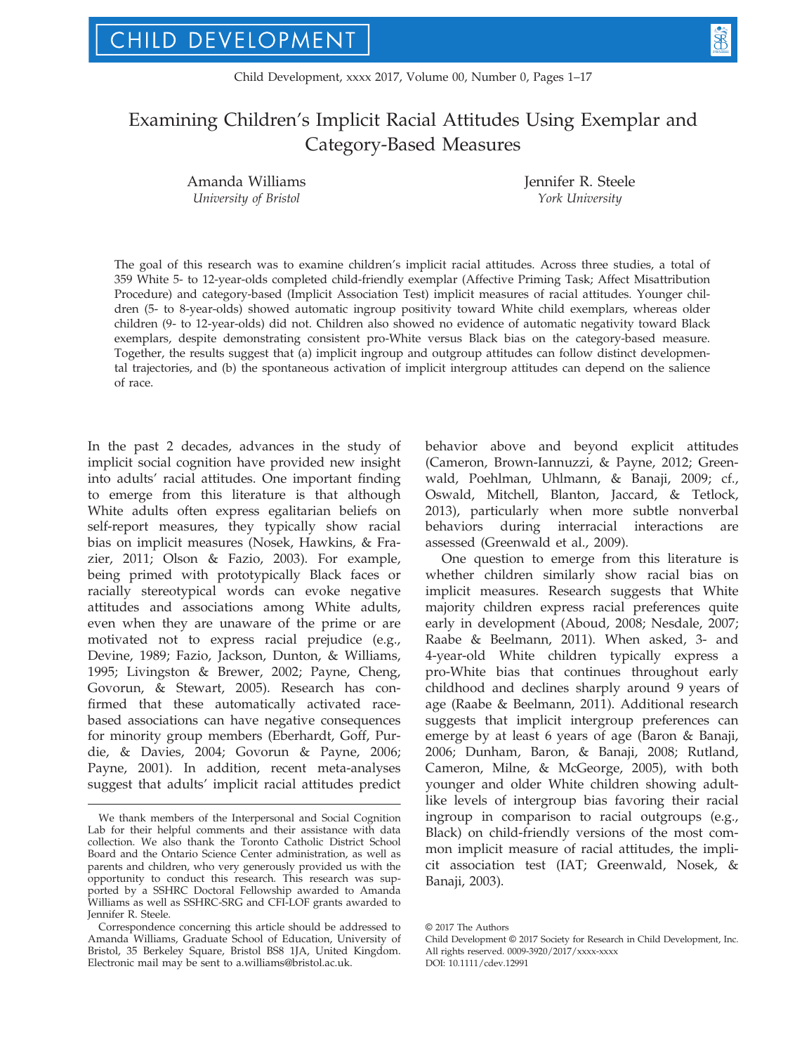# Examining Children's Implicit Racial Attitudes Using Exemplar and Category-Based Measures

Amanda Williams
*University of Bristol*

Jennifer R. Steele
*York University*

The goal of this research was to examine children's implicit racial attitudes. Across three studies, a total of 359 White 5- to 12-year-olds completed child-friendly exemplar (Affective Priming Task; Affect Misattribution Procedure) and category-based (Implicit Association Test) implicit measures of racial attitudes. Younger children (5- to 8-year-olds) showed automatic ingroup positivity toward White child exemplars, whereas older children (9- to 12-year-olds) did not. Children also showed no evidence of automatic negativity toward Black exemplars, despite demonstrating consistent pro-White versus Black bias on the category-based measure. Together, the results suggest that (a) implicit ingroup and outgroup attitudes can follow distinct developmental trajectories, and (b) the spontaneous activation of implicit intergroup attitudes can depend on the salience of race.

In the past 2 decades, advances in the study of implicit social cognition have provided new insight into adults' racial attitudes. One important finding to emerge from this literature is that although White adults often express egalitarian beliefs on self-report measures, they typically show racial bias on implicit measures (Nosek, Hawkins, & Frazier, 2011; Olson & Fazio, 2003). For example, being primed with prototypically Black faces or racially stereotypical words can evoke negative attitudes and associations among White adults, even when they are unaware of the prime or are motivated not to express racial prejudice (e.g., Devine, 1989; Fazio, Jackson, Dunton, & Williams, 1995; Livingston & Brewer, 2002; Payne, Cheng, Govorun, & Stewart, 2005). Research has confirmed that these automatically activated race-based associations can have negative consequences for minority group members (Eberhardt, Goff, Purdie, & Davies, 2004; Govorun & Payne, 2006; Payne, 2001). In addition, recent meta-analyses suggest that adults' implicit racial attitudes predict behavior above and beyond explicit attitudes (Cameron, Brown-Iannuzzi, & Payne, 2012; Greenwald, Poehlman, Uhlmann, & Banaji, 2009; cf., Oswald, Mitchell, Blanton, Jaccard, & Tetlock, 2013), particularly when more subtle nonverbal behaviors during interracial interactions are assessed (Greenwald et al., 2009).

One question to emerge from this literature is whether children similarly show racial bias on implicit measures. Research suggests that White majority children express racial preferences quite early in development (Aboud, 2008; Nesdale, 2007; Raabe & Beelmann, 2011). When asked, 3- and 4-year-old White children typically express a pro-White bias that continues throughout early childhood and declines sharply around 9 years of age (Raabe & Beelmann, 2011). Additional research suggests that implicit intergroup preferences can emerge by at least 6 years of age (Baron & Banaji, 2006; Dunham, Baron, & Banaji, 2008; Rutland, Cameron, Milne, & McGeorge, 2005), with both younger and older White children showing adult-like levels of intergroup bias favoring their racial ingroup in comparison to racial outgroups (e.g., Black) on child-friendly versions of the most common implicit measure of racial attitudes, the implicit association test (IAT; Greenwald, Nosek, & Banaji, 2003).

We thank members of the Interpersonal and Social Cognition Lab for their helpful comments and their assistance with data collection. We also thank the Toronto Catholic District School Board and the Ontario Science Center administration, as well as parents and children, who very generously provided us with the opportunity to conduct this research. This research was supported by a SSHRC Doctoral Fellowship awarded to Amanda Williams as well as SSHRC-SRG and CFI-LOF grants awarded to Jennifer R. Steele.

Correspondence concerning this article should be addressed to Amanda Williams, Graduate School of Education, University of Bristol, 35 Berkeley Square, Bristol BS8 1JA, United Kingdom. Electronic mail may be sent to a.williams@bristol.ac.uk.

© 2017 The Authors
Child Development © 2017 Society for Research in Child Development, Inc.
All rights reserved. 0009-3920/2017/xxxx-xxxx
DOI: 10.1111/cdev.12991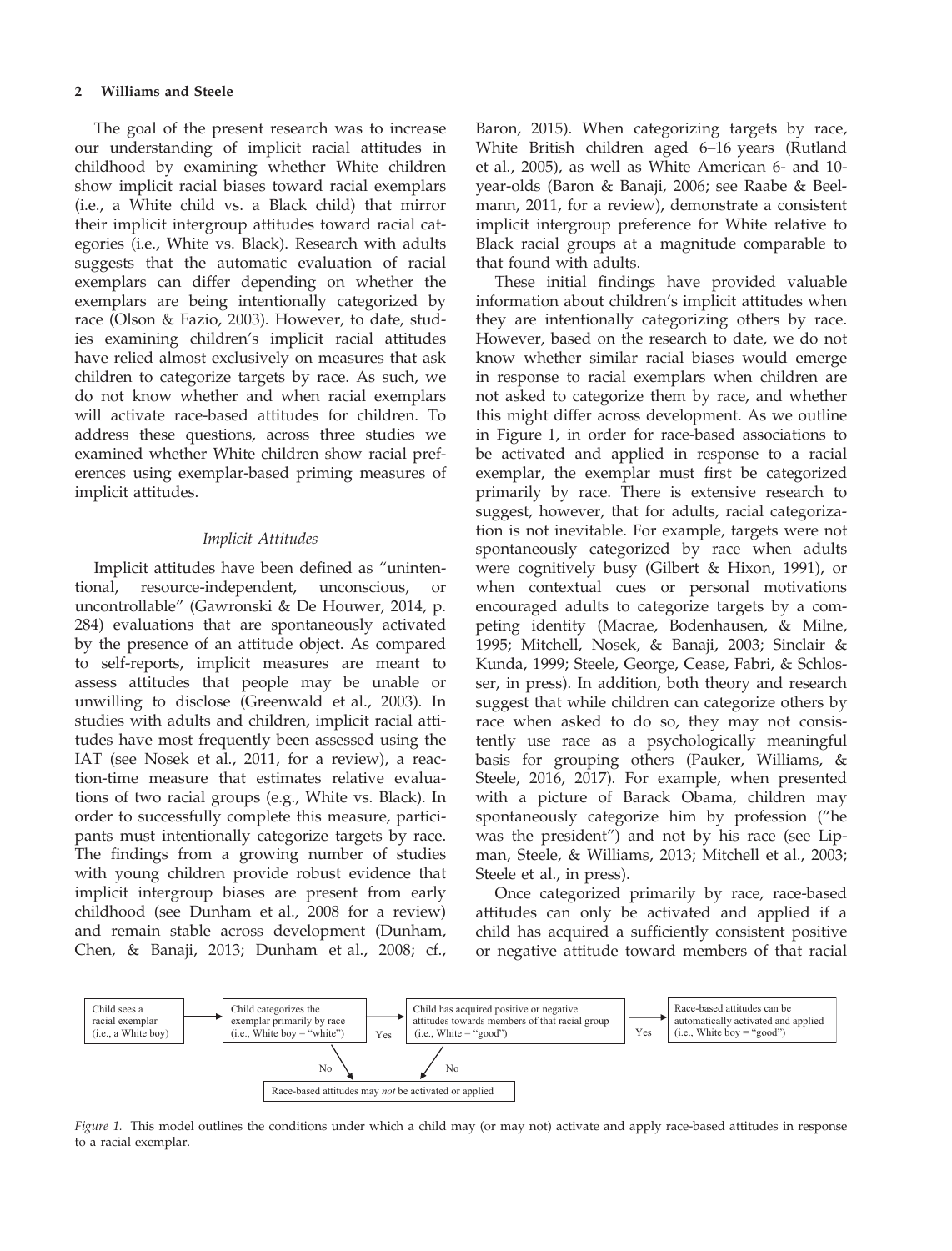The goal of the present research was to increase our understanding of implicit racial attitudes in childhood by examining whether White children show implicit racial biases toward racial exemplars (i.e., a White child vs. a Black child) that mirror their implicit intergroup attitudes toward racial categories (i.e., White vs. Black). Research with adults suggests that the automatic evaluation of racial exemplars can differ depending on whether the exemplars are being intentionally categorized by race (Olson & Fazio, 2003). However, to date, studies examining children's implicit racial attitudes have relied almost exclusively on measures that ask children to categorize targets by race. As such, we do not know whether and when racial exemplars will activate race-based attitudes for children. To address these questions, across three studies we examined whether White children show racial preferences using exemplar-based priming measures of implicit attitudes.

### *Implicit Attitudes*

Implicit attitudes have been defined as "unintentional, resource-independent, unconscious, or uncontrollable" (Gawronski & De Houwer, 2014, p. 284) evaluations that are spontaneously activated by the presence of an attitude object. As compared to self-reports, implicit measures are meant to assess attitudes that people may be unable or unwilling to disclose (Greenwald et al., 2003). In studies with adults and children, implicit racial attitudes have most frequently been assessed using the IAT (see Nosek et al., 2011, for a review), a reaction-time measure that estimates relative evaluations of two racial groups (e.g., White vs. Black). In order to successfully complete this measure, participants must intentionally categorize targets by race. The findings from a growing number of studies with young children provide robust evidence that implicit intergroup biases are present from early childhood (see Dunham et al., 2008 for a review) and remain stable across development (Dunham, Chen, & Banaji, 2013; Dunham et al., 2008; cf., Baron, 2015). When categorizing targets by race, White British children aged 6–16 years (Rutland et al., 2005), as well as White American 6- and 10-year-olds (Baron & Banaji, 2006; see Raabe & Beelmann, 2011, for a review), demonstrate a consistent implicit intergroup preference for White relative to Black racial groups at a magnitude comparable to that found with adults.

These initial findings have provided valuable information about children's implicit attitudes when they are intentionally categorizing others by race. However, based on the research to date, we do not know whether similar racial biases would emerge in response to racial exemplars when children are not asked to categorize them by race, and whether this might differ across development. As we outline in Figure 1, in order for race-based associations to be activated and applied in response to a racial exemplar, the exemplar must first be categorized primarily by race. There is extensive research to suggest, however, that for adults, racial categorization is not inevitable. For example, targets were not spontaneously categorized by race when adults were cognitively busy (Gilbert & Hixon, 1991), or when contextual cues or personal motivations encouraged adults to categorize targets by a competing identity (Macrae, Bodenhausen, & Milne, 1995; Mitchell, Nosek, & Banaji, 2003; Sinclair & Kunda, 1999; Steele, George, Cease, Fabri, & Schlosser, in press). In addition, both theory and research suggest that while children can categorize others by race when asked to do so, they may not consistently use race as a psychologically meaningful basis for grouping others (Pauker, Williams, & Steele, 2016, 2017). For example, when presented with a picture of Barack Obama, children may spontaneously categorize him by profession ("he was the president") and not by his race (see Lipman, Steele, & Williams, 2013; Mitchell et al., 2003; Steele et al., in press).

Once categorized primarily by race, race-based attitudes can only be activated and applied if a child has acquired a sufficiently consistent positive or negative attitude toward members of that racial

Child sees a racial exemplar (i.e., a White boy) → Child categorizes the exemplar primarily by race (i.e., White boy = "white") → Yes → Child has acquired positive or negative attitudes towards members of that racial group (i.e., White = "good") → Yes → Race-based attitudes can be automatically activated and applied (i.e., White boy = "good")

No → Race-based attitudes may *not* be activated or applied ← No

*Figure 1.* This model outlines the conditions under which a child may (or may not) activate and apply race-based attitudes in response to a racial exemplar.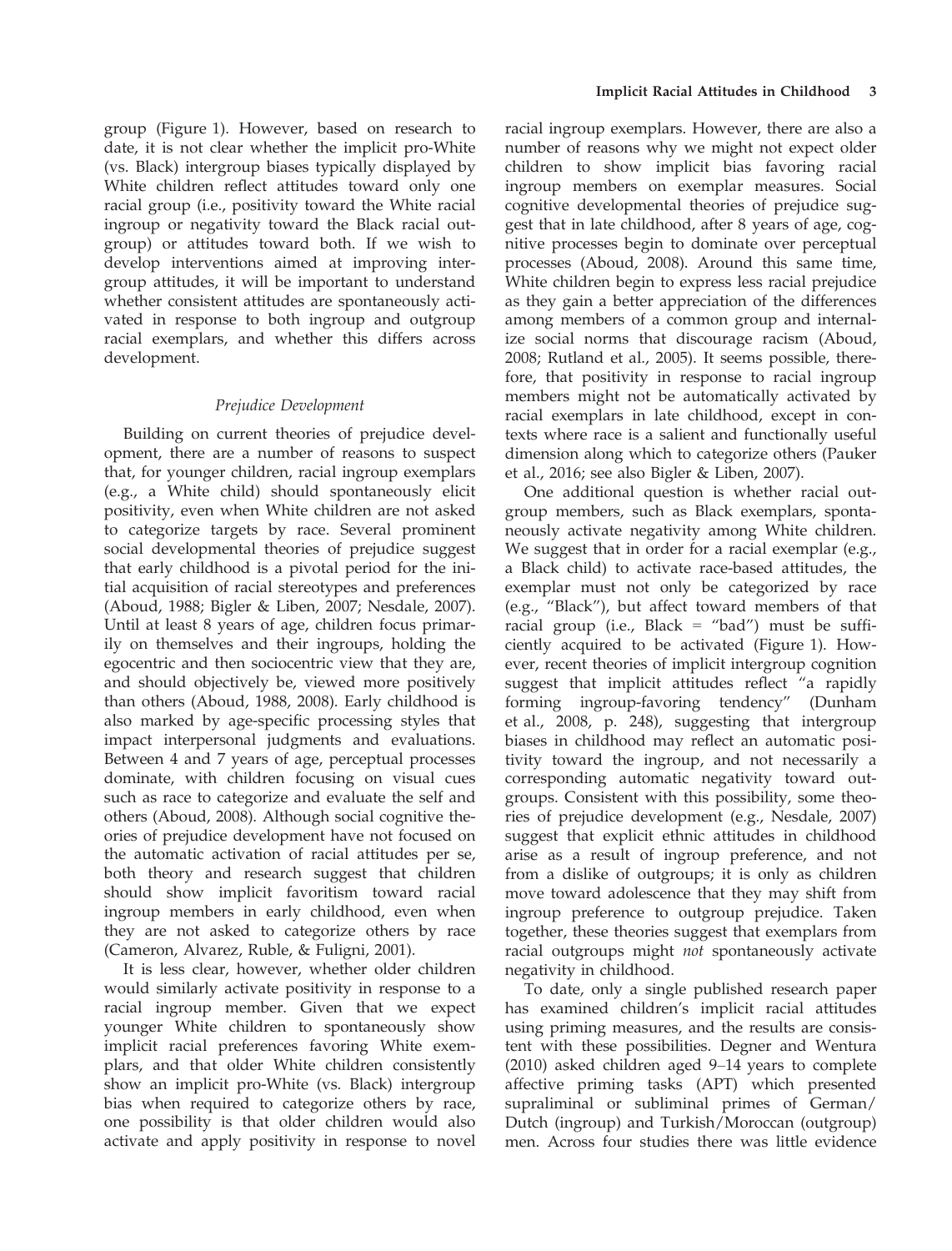group (Figure 1). However, based on research to date, it is not clear whether the implicit pro-White (vs. Black) intergroup biases typically displayed by White children reflect attitudes toward only one racial group (i.e., positivity toward the White racial ingroup or negativity toward the Black racial outgroup) or attitudes toward both. If we wish to develop interventions aimed at improving intergroup attitudes, it will be important to understand whether consistent attitudes are spontaneously activated in response to both ingroup and outgroup racial exemplars, and whether this differs across development.

### Prejudice Development

Building on current theories of prejudice development, there are a number of reasons to suspect that, for younger children, racial ingroup exemplars (e.g., a White child) should spontaneously elicit positivity, even when White children are not asked to categorize targets by race. Several prominent social developmental theories of prejudice suggest that early childhood is a pivotal period for the initial acquisition of racial stereotypes and preferences (Aboud, 1988; Bigler & Liben, 2007; Nesdale, 2007). Until at least 8 years of age, children focus primarily on themselves and their ingroups, holding the egocentric and then sociocentric view that they are, and should objectively be, viewed more positively than others (Aboud, 1988, 2008). Early childhood is also marked by age-specific processing styles that impact interpersonal judgments and evaluations. Between 4 and 7 years of age, perceptual processes dominate, with children focusing on visual cues such as race to categorize and evaluate the self and others (Aboud, 2008). Although social cognitive theories of prejudice development have not focused on the automatic activation of racial attitudes per se, both theory and research suggest that children should show implicit favoritism toward racial ingroup members in early childhood, even when they are not asked to categorize others by race (Cameron, Alvarez, Ruble, & Fuligni, 2001).

It is less clear, however, whether older children would similarly activate positivity in response to a racial ingroup member. Given that we expect younger White children to spontaneously show implicit racial preferences favoring White exemplars, and that older White children consistently show an implicit pro-White (vs. Black) intergroup bias when required to categorize others by race, one possibility is that older children would also activate and apply positivity in response to novel racial ingroup exemplars. However, there are also a number of reasons why we might not expect older children to show implicit bias favoring racial ingroup members on exemplar measures. Social cognitive developmental theories of prejudice suggest that in late childhood, after 8 years of age, cognitive processes begin to dominate over perceptual processes (Aboud, 2008). Around this same time, White children begin to express less racial prejudice as they gain a better appreciation of the differences among members of a common group and internalize social norms that discourage racism (Aboud, 2008; Rutland et al., 2005). It seems possible, therefore, that positivity in response to racial ingroup members might not be automatically activated by racial exemplars in late childhood, except in contexts where race is a salient and functionally useful dimension along which to categorize others (Pauker et al., 2016; see also Bigler & Liben, 2007).

One additional question is whether racial outgroup members, such as Black exemplars, spontaneously activate negativity among White children. We suggest that in order for a racial exemplar (e.g., a Black child) to activate race-based attitudes, the exemplar must not only be categorized by race (e.g., "Black"), but affect toward members of that racial group (i.e., Black = "bad") must be sufficiently acquired to be activated (Figure 1). However, recent theories of implicit intergroup cognition suggest that implicit attitudes reflect "a rapidly forming ingroup-favoring tendency" (Dunham et al., 2008, p. 248), suggesting that intergroup biases in childhood may reflect an automatic positivity toward the ingroup, and not necessarily a corresponding automatic negativity toward outgroups. Consistent with this possibility, some theories of prejudice development (e.g., Nesdale, 2007) suggest that explicit ethnic attitudes in childhood arise as a result of ingroup preference, and not from a dislike of outgroups; it is only as children move toward adolescence that they may shift from ingroup preference to outgroup prejudice. Taken together, these theories suggest that exemplars from racial outgroups might *not* spontaneously activate negativity in childhood.

To date, only a single published research paper has examined children's implicit racial attitudes using priming measures, and the results are consistent with these possibilities. Degner and Wentura (2010) asked children aged 9–14 years to complete affective priming tasks (APT) which presented supraliminal or subliminal primes of German/Dutch (ingroup) and Turkish/Moroccan (outgroup) men. Across four studies there was little evidence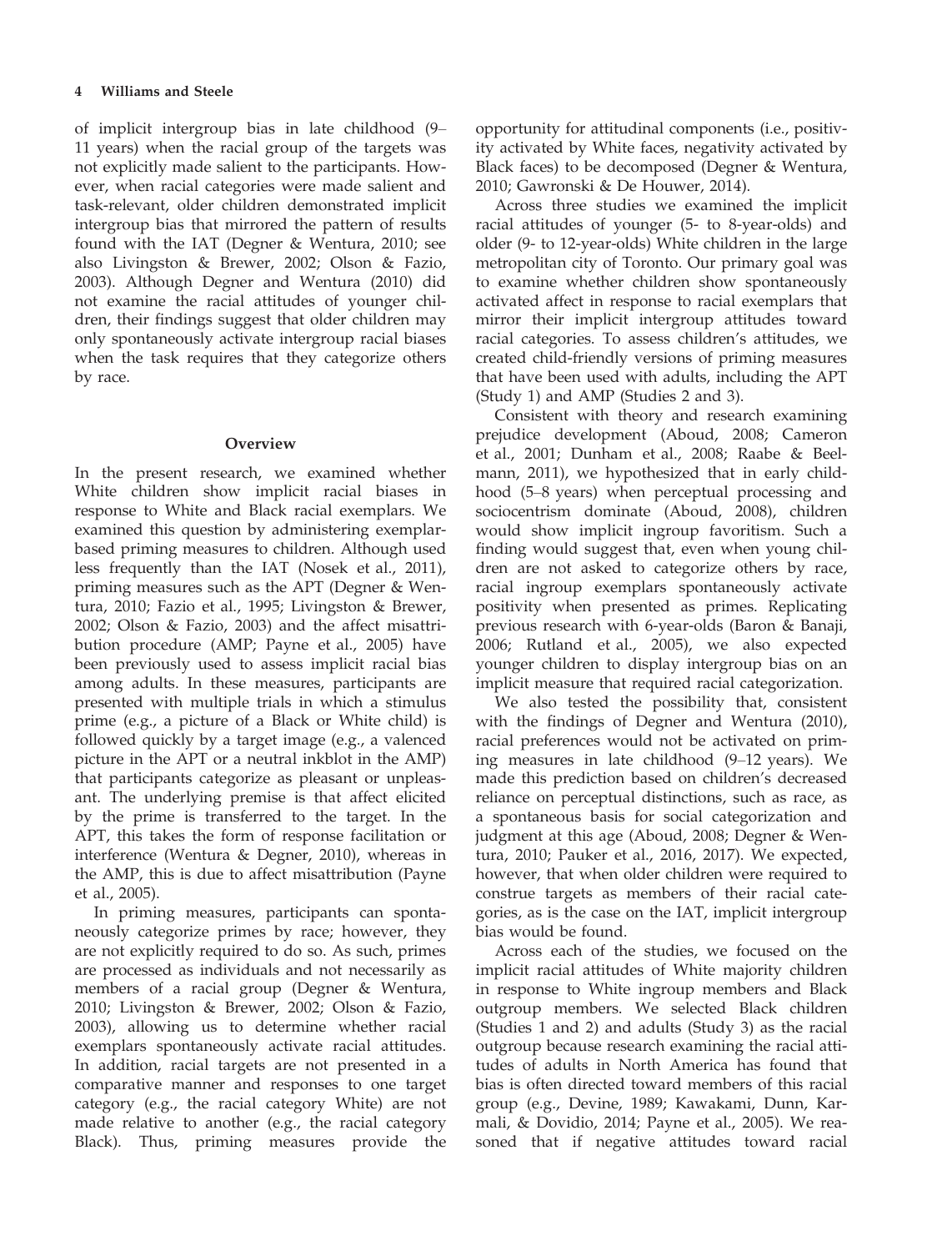of implicit intergroup bias in late childhood (9–11 years) when the racial group of the targets was not explicitly made salient to the participants. However, when racial categories were made salient and task-relevant, older children demonstrated implicit intergroup bias that mirrored the pattern of results found with the IAT (Degner & Wentura, 2010; see also Livingston & Brewer, 2002; Olson & Fazio, 2003). Although Degner and Wentura (2010) did not examine the racial attitudes of younger children, their findings suggest that older children may only spontaneously activate intergroup racial biases when the task requires that they categorize others by race.

## Overview

In the present research, we examined whether White children show implicit racial biases in response to White and Black racial exemplars. We examined this question by administering exemplar-based priming measures to children. Although used less frequently than the IAT (Nosek et al., 2011), priming measures such as the APT (Degner & Wentura, 2010; Fazio et al., 1995; Livingston & Brewer, 2002; Olson & Fazio, 2003) and the affect misattribution procedure (AMP; Payne et al., 2005) have been previously used to assess implicit racial bias among adults. In these measures, participants are presented with multiple trials in which a stimulus prime (e.g., a picture of a Black or White child) is followed quickly by a target image (e.g., a valenced picture in the APT or a neutral inkblot in the AMP) that participants categorize as pleasant or unpleasant. The underlying premise is that affect elicited by the prime is transferred to the target. In the APT, this takes the form of response facilitation or interference (Wentura & Degner, 2010), whereas in the AMP, this is due to affect misattribution (Payne et al., 2005).

In priming measures, participants can spontaneously categorize primes by race; however, they are not explicitly required to do so. As such, primes are processed as individuals and not necessarily as members of a racial group (Degner & Wentura, 2010; Livingston & Brewer, 2002; Olson & Fazio, 2003), allowing us to determine whether racial exemplars spontaneously activate racial attitudes. In addition, racial targets are not presented in a comparative manner and responses to one target category (e.g., the racial category White) are not made relative to another (e.g., the racial category Black). Thus, priming measures provide the opportunity for attitudinal components (i.e., positivity activated by White faces, negativity activated by Black faces) to be decomposed (Degner & Wentura, 2010; Gawronski & De Houwer, 2014).

Across three studies we examined the implicit racial attitudes of younger (5- to 8-year-olds) and older (9- to 12-year-olds) White children in the large metropolitan city of Toronto. Our primary goal was to examine whether children show spontaneously activated affect in response to racial exemplars that mirror their implicit intergroup attitudes toward racial categories. To assess children's attitudes, we created child-friendly versions of priming measures that have been used with adults, including the APT (Study 1) and AMP (Studies 2 and 3).

Consistent with theory and research examining prejudice development (Aboud, 2008; Cameron et al., 2001; Dunham et al., 2008; Raabe & Beelmann, 2011), we hypothesized that in early childhood (5–8 years) when perceptual processing and sociocentrism dominate (Aboud, 2008), children would show implicit ingroup favoritism. Such a finding would suggest that, even when young children are not asked to categorize others by race, racial ingroup exemplars spontaneously activate positivity when presented as primes. Replicating previous research with 6-year-olds (Baron & Banaji, 2006; Rutland et al., 2005), we also expected younger children to display intergroup bias on an implicit measure that required racial categorization.

We also tested the possibility that, consistent with the findings of Degner and Wentura (2010), racial preferences would not be activated on priming measures in late childhood (9–12 years). We made this prediction based on children's decreased reliance on perceptual distinctions, such as race, as a spontaneous basis for social categorization and judgment at this age (Aboud, 2008; Degner & Wentura, 2010; Pauker et al., 2016, 2017). We expected, however, that when older children were required to construe targets as members of their racial categories, as is the case on the IAT, implicit intergroup bias would be found.

Across each of the studies, we focused on the implicit racial attitudes of White majority children in response to White ingroup members and Black outgroup members. We selected Black children (Studies 1 and 2) and adults (Study 3) as the racial outgroup because research examining the racial attitudes of adults in North America has found that bias is often directed toward members of this racial group (e.g., Devine, 1989; Kawakami, Dunn, Karmali, & Dovidio, 2014; Payne et al., 2005). We reasoned that if negative attitudes toward racial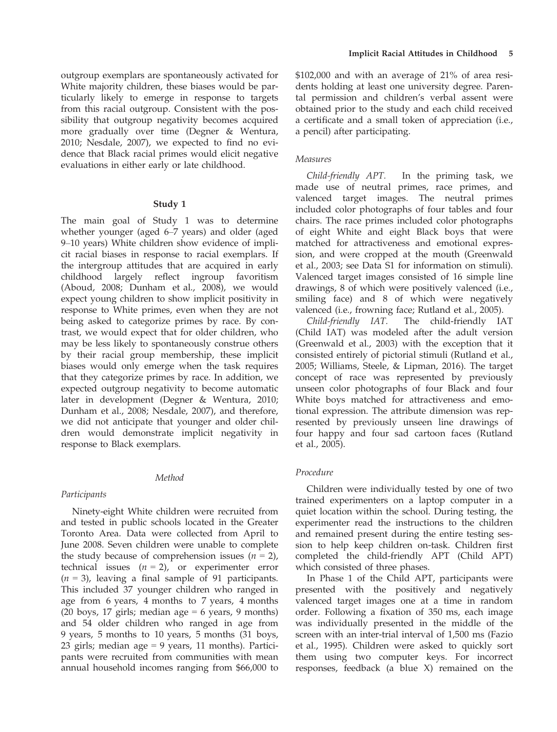outgroup exemplars are spontaneously activated for White majority children, these biases would be particularly likely to emerge in response to targets from this racial outgroup. Consistent with the possibility that outgroup negativity becomes acquired more gradually over time (Degner & Wentura, 2010; Nesdale, 2007), we expected to find no evidence that Black racial primes would elicit negative evaluations in either early or late childhood.

## Study 1

The main goal of Study 1 was to determine whether younger (aged 6–7 years) and older (aged 9–10 years) White children show evidence of implicit racial biases in response to racial exemplars. If the intergroup attitudes that are acquired in early childhood largely reflect ingroup favoritism (Aboud, 2008; Dunham et al., 2008), we would expect young children to show implicit positivity in response to White primes, even when they are not being asked to categorize primes by race. By contrast, we would expect that for older children, who may be less likely to spontaneously construe others by their racial group membership, these implicit biases would only emerge when the task requires that they categorize primes by race. In addition, we expected outgroup negativity to become automatic later in development (Degner & Wentura, 2010; Dunham et al., 2008; Nesdale, 2007), and therefore, we did not anticipate that younger and older children would demonstrate implicit negativity in response to Black exemplars.

### Method

#### Participants

Ninety-eight White children were recruited from and tested in public schools located in the Greater Toronto Area. Data were collected from April to June 2008. Seven children were unable to complete the study because of comprehension issues ($n = 2$), technical issues ($n = 2$), or experimenter error ($n = 3$), leaving a final sample of 91 participants. This included 37 younger children who ranged in age from 6 years, 4 months to 7 years, 4 months (20 boys, 17 girls; median age = 6 years, 9 months) and 54 older children who ranged in age from 9 years, 5 months to 10 years, 5 months (31 boys, 23 girls; median age = 9 years, 11 months). Participants were recruited from communities with mean annual household incomes ranging from \$66,000 to \$102,000 and with an average of 21% of area residents holding at least one university degree. Parental permission and children's verbal assent were obtained prior to the study and each child received a certificate and a small token of appreciation (i.e., a pencil) after participating.

#### Measures

*Child-friendly APT.* In the priming task, we made use of neutral primes, race primes, and valenced target images. The neutral primes included color photographs of four tables and four chairs. The race primes included color photographs of eight White and eight Black boys that were matched for attractiveness and emotional expression, and were cropped at the mouth (Greenwald et al., 2003; see Data S1 for information on stimuli). Valenced target images consisted of 16 simple line drawings, 8 of which were positively valenced (i.e., smiling face) and 8 of which were negatively valenced (i.e., frowning face; Rutland et al., 2005).

*Child-friendly IAT.* The child-friendly IAT (Child IAT) was modeled after the adult version (Greenwald et al., 2003) with the exception that it consisted entirely of pictorial stimuli (Rutland et al., 2005; Williams, Steele, & Lipman, 2016). The target concept of race was represented by previously unseen color photographs of four Black and four White boys matched for attractiveness and emotional expression. The attribute dimension was represented by previously unseen line drawings of four happy and four sad cartoon faces (Rutland et al., 2005).

#### Procedure

Children were individually tested by one of two trained experimenters on a laptop computer in a quiet location within the school. During testing, the experimenter read the instructions to the children and remained present during the entire testing session to help keep children on-task. Children first completed the child-friendly APT (Child APT) which consisted of three phases.

In Phase 1 of the Child APT, participants were presented with the positively and negatively valenced target images one at a time in random order. Following a fixation of 350 ms, each image was individually presented in the middle of the screen with an inter-trial interval of 1,500 ms (Fazio et al., 1995). Children were asked to quickly sort them using two computer keys. For incorrect responses, feedback (a blue X) remained on the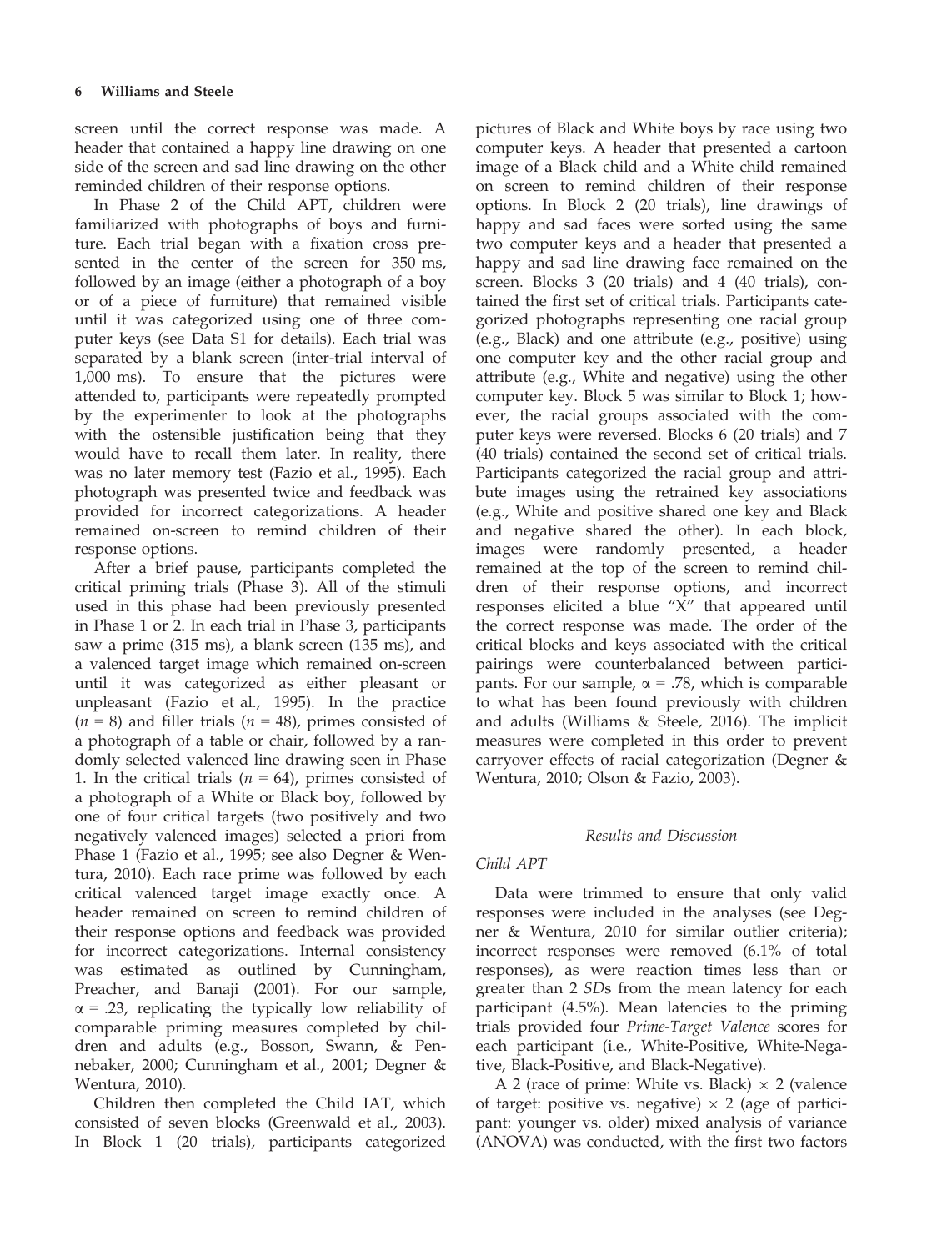screen until the correct response was made. A header that contained a happy line drawing on one side of the screen and sad line drawing on the other reminded children of their response options.

In Phase 2 of the Child APT, children were familiarized with photographs of boys and furniture. Each trial began with a fixation cross presented in the center of the screen for 350 ms, followed by an image (either a photograph of a boy or of a piece of furniture) that remained visible until it was categorized using one of three computer keys (see Data S1 for details). Each trial was separated by a blank screen (inter-trial interval of 1,000 ms). To ensure that the pictures were attended to, participants were repeatedly prompted by the experimenter to look at the photographs with the ostensible justification being that they would have to recall them later. In reality, there was no later memory test (Fazio et al., 1995). Each photograph was presented twice and feedback was provided for incorrect categorizations. A header remained on-screen to remind children of their response options.

After a brief pause, participants completed the critical priming trials (Phase 3). All of the stimuli used in this phase had been previously presented in Phase 1 or 2. In each trial in Phase 3, participants saw a prime (315 ms), a blank screen (135 ms), and a valenced target image which remained on-screen until it was categorized as either pleasant or unpleasant (Fazio et al., 1995). In the practice ($n = 8$) and filler trials ($n = 48$), primes consisted of a photograph of a table or chair, followed by a randomly selected valenced line drawing seen in Phase 1. In the critical trials ($n = 64$), primes consisted of a photograph of a White or Black boy, followed by one of four critical targets (two positively and two negatively valenced images) selected a priori from Phase 1 (Fazio et al., 1995; see also Degner & Wentura, 2010). Each race prime was followed by each critical valenced target image exactly once. A header remained on screen to remind children of their response options and feedback was provided for incorrect categorizations. Internal consistency was estimated as outlined by Cunningham, Preacher, and Banaji (2001). For our sample, $\alpha = .23$, replicating the typically low reliability of comparable priming measures completed by children and adults (e.g., Bosson, Swann, & Pennebaker, 2000; Cunningham et al., 2001; Degner & Wentura, 2010).

Children then completed the Child IAT, which consisted of seven blocks (Greenwald et al., 2003). In Block 1 (20 trials), participants categorized pictures of Black and White boys by race using two computer keys. A header that presented a cartoon image of a Black child and a White child remained on screen to remind children of their response options. In Block 2 (20 trials), line drawings of happy and sad faces were sorted using the same two computer keys and a header that presented a happy and sad line drawing face remained on the screen. Blocks 3 (20 trials) and 4 (40 trials), contained the first set of critical trials. Participants categorized photographs representing one racial group (e.g., Black) and one attribute (e.g., positive) using one computer key and the other racial group and attribute (e.g., White and negative) using the other computer key. Block 5 was similar to Block 1; however, the racial groups associated with the computer keys were reversed. Blocks 6 (20 trials) and 7 (40 trials) contained the second set of critical trials. Participants categorized the racial group and attribute images using the retrained key associations (e.g., White and positive shared one key and Black and negative shared the other). In each block, images were randomly presented, a header remained at the top of the screen to remind children of their response options, and incorrect responses elicited a blue "X" that appeared until the correct response was made. The order of the critical blocks and keys associated with the critical pairings were counterbalanced between participants. For our sample, $\alpha = .78$, which is comparable to what has been found previously with children and adults (Williams & Steele, 2016). The implicit measures were completed in this order to prevent carryover effects of racial categorization (Degner & Wentura, 2010; Olson & Fazio, 2003).

## *Results and Discussion*

### *Child APT*

Data were trimmed to ensure that only valid responses were included in the analyses (see Degner & Wentura, 2010 for similar outlier criteria); incorrect responses were removed (6.1% of total responses), as were reaction times less than or greater than 2 *SD*s from the mean latency for each participant (4.5%). Mean latencies to the priming trials provided four *Prime-Target Valence* scores for each participant (i.e., White-Positive, White-Negative, Black-Positive, and Black-Negative).

A 2 (race of prime: White vs. Black) × 2 (valence of target: positive vs. negative) × 2 (age of participant: younger vs. older) mixed analysis of variance (ANOVA) was conducted, with the first two factors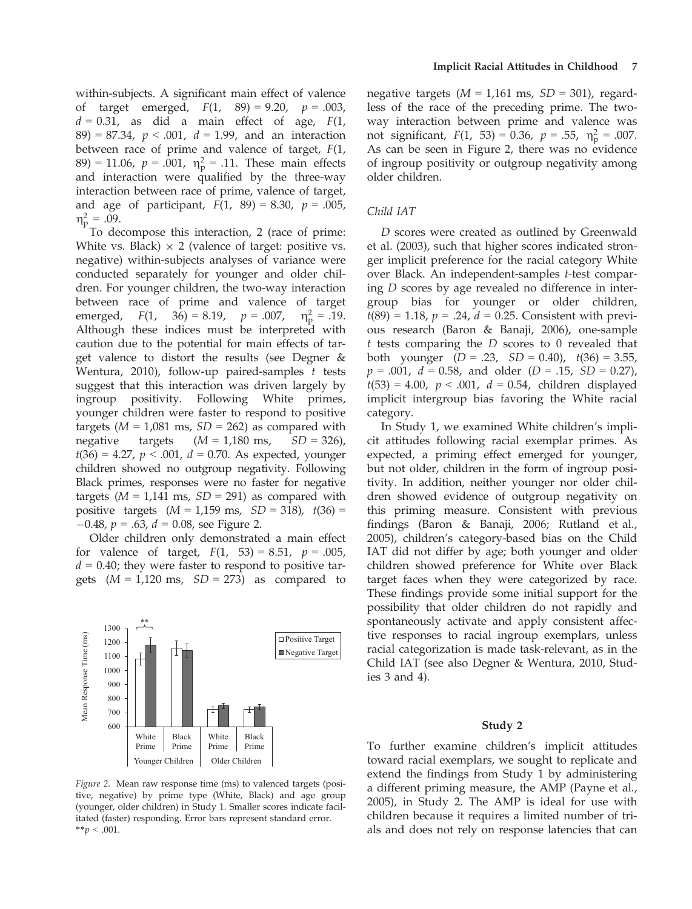within-subjects. A significant main effect of valence of target emerged, $F(1, 89) = 9.20$, $p = .003$, $d = 0.31$, as did a main effect of age, $F(1, 89) = 87.34$, $p < .001$, $d = 1.99$, and an interaction between race of prime and valence of target, $F(1, 89) = 11.06$, $p = .001$, $\eta_p^2 = .11$. These main effects and interaction were qualified by the three-way interaction between race of prime, valence of target, and age of participant, $F(1, 89) = 8.30$, $p = .005$, $\eta_p^2 = .09$.

To decompose this interaction, 2 (race of prime: White vs. Black) × 2 (valence of target: positive vs. negative) within-subjects analyses of variance were conducted separately for younger and older children. For younger children, the two-way interaction between race of prime and valence of target emerged, $F(1, 36) = 8.19$, $p = .007$, $\eta_p^2 = .19$. Although these indices must be interpreted with caution due to the potential for main effects of target valence to distort the results (see Degner & Wentura, 2010), follow-up paired-samples *t* tests suggest that this interaction was driven largely by ingroup positivity. Following White primes, younger children were faster to respond to positive targets ($M = 1{,}081$ ms, $SD = 262$) as compared with negative targets ($M = 1{,}180$ ms, $SD = 326$), $t(36) = 4.27$, $p < .001$, $d = 0.70$. As expected, younger children showed no outgroup negativity. Following Black primes, responses were no faster for negative targets ($M = 1{,}141$ ms, $SD = 291$) as compared with positive targets ($M = 1{,}159$ ms, $SD = 318$), $t(36) = -0.48$, $p = .63$, $d = 0.08$, see Figure 2.

Older children only demonstrated a main effect for valence of target, $F(1, 53) = 8.51$, $p = .005$, $d = 0.40$; they were faster to respond to positive targets ($M = 1{,}120$ ms, $SD = 273$) as compared to negative targets ($M = 1{,}161$ ms, $SD = 301$), regardless of the race of the preceding prime. The two-way interaction between prime and valence was not significant, $F(1, 53) = 0.36$, $p = .55$, $\eta_p^2 = .007$. As can be seen in Figure 2, there was no evidence of ingroup positivity or outgroup negativity among older children.

Figure 2. Mean raw response time (ms) to valenced targets (positive, negative) by prime type (White, Black) and age group (younger, older children) in Study 1. Smaller scores indicate facilitated (faster) responding. Error bars represent standard error. **$p < .001$.

### Child IAT

*D* scores were created as outlined by Greenwald et al. (2003), such that higher scores indicated stronger implicit preference for the racial category White over Black. An independent-samples *t*-test comparing *D* scores by age revealed no difference in intergroup bias for younger or older children, $t(89) = 1.18$, $p = .24$, $d = 0.25$. Consistent with previous research (Baron & Banaji, 2006), one-sample *t* tests comparing the *D* scores to 0 revealed that both younger ($D = .23$, $SD = 0.40$), $t(36) = 3.55$, $p = .001$, $d = 0.58$, and older ($D = .15$, $SD = 0.27$), $t(53) = 4.00$, $p < .001$, $d = 0.54$, children displayed implicit intergroup bias favoring the White racial category.

In Study 1, we examined White children's implicit attitudes following racial exemplar primes. As expected, a priming effect emerged for younger, but not older, children in the form of ingroup positivity. In addition, neither younger nor older children showed evidence of outgroup negativity on this priming measure. Consistent with previous findings (Baron & Banaji, 2006; Rutland et al., 2005), children's category-based bias on the Child IAT did not differ by age; both younger and older children showed preference for White over Black target faces when they were categorized by race. These findings provide some initial support for the possibility that older children do not rapidly and spontaneously activate and apply consistent affective responses to racial ingroup exemplars, unless racial categorization is made task-relevant, as in the Child IAT (see also Degner & Wentura, 2010, Studies 3 and 4).

## Study 2

To further examine children's implicit attitudes toward racial exemplars, we sought to replicate and extend the findings from Study 1 by administering a different priming measure, the AMP (Payne et al., 2005), in Study 2. The AMP is ideal for use with children because it requires a limited number of trials and does not rely on response latencies that can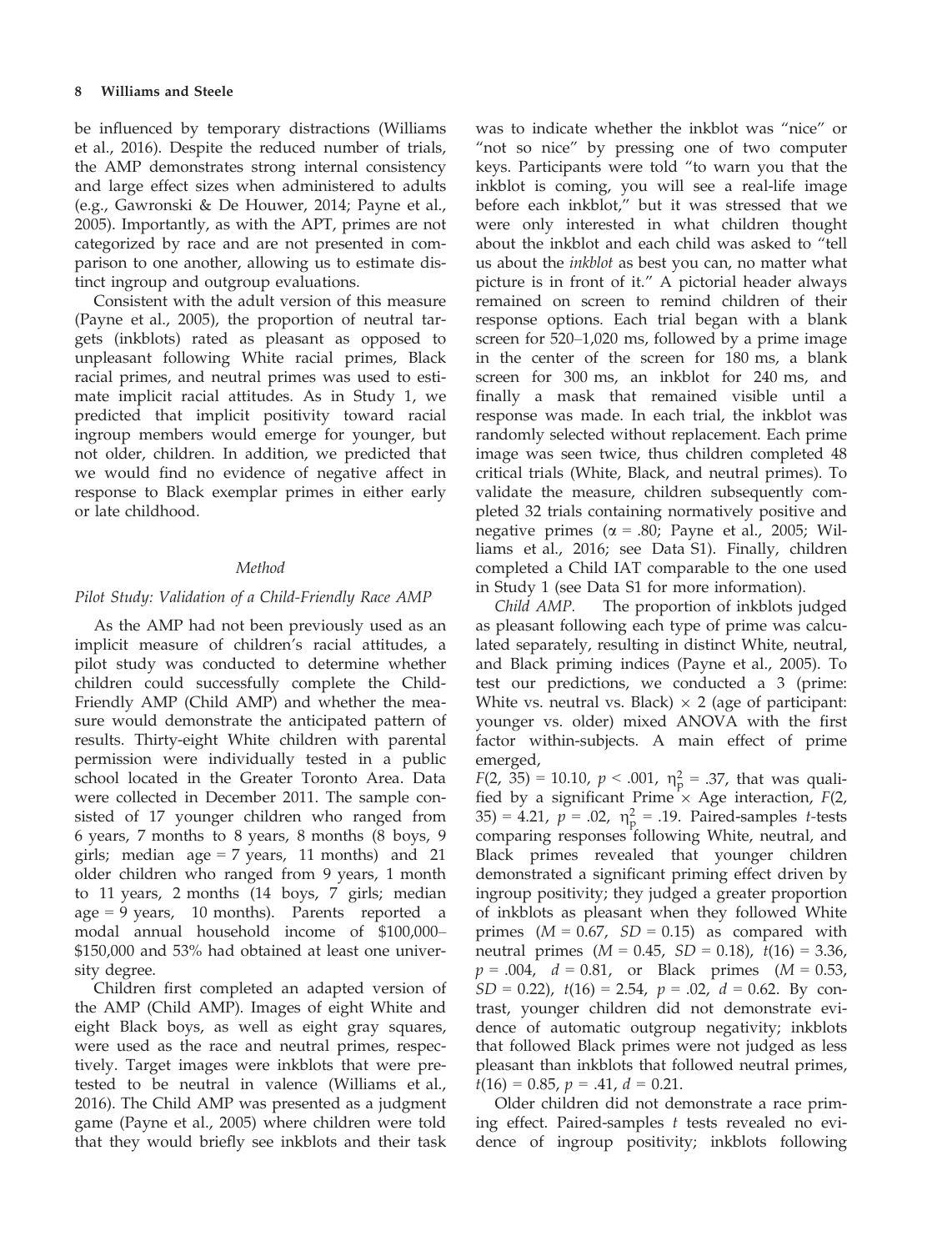be influenced by temporary distractions (Williams et al., 2016). Despite the reduced number of trials, the AMP demonstrates strong internal consistency and large effect sizes when administered to adults (e.g., Gawronski & De Houwer, 2014; Payne et al., 2005). Importantly, as with the APT, primes are not categorized by race and are not presented in comparison to one another, allowing us to estimate distinct ingroup and outgroup evaluations.

Consistent with the adult version of this measure (Payne et al., 2005), the proportion of neutral targets (inkblots) rated as pleasant as opposed to unpleasant following White racial primes, Black racial primes, and neutral primes was used to estimate implicit racial attitudes. As in Study 1, we predicted that implicit positivity toward racial ingroup members would emerge for younger, but not older, children. In addition, we predicted that we would find no evidence of negative affect in response to Black exemplar primes in either early or late childhood.

### *Method*

#### *Pilot Study: Validation of a Child-Friendly Race AMP*

As the AMP had not been previously used as an implicit measure of children's racial attitudes, a pilot study was conducted to determine whether children could successfully complete the Child-Friendly AMP (Child AMP) and whether the measure would demonstrate the anticipated pattern of results. Thirty-eight White children with parental permission were individually tested in a public school located in the Greater Toronto Area. Data were collected in December 2011. The sample consisted of 17 younger children who ranged from 6 years, 7 months to 8 years, 8 months (8 boys, 9 girls; median age = 7 years, 11 months) and 21 older children who ranged from 9 years, 1 month to 11 years, 2 months (14 boys, 7 girls; median age = 9 years, 10 months). Parents reported a modal annual household income of $100,000–$150,000 and 53% had obtained at least one university degree.

Children first completed an adapted version of the AMP (Child AMP). Images of eight White and eight Black boys, as well as eight gray squares, were used as the race and neutral primes, respectively. Target images were inkblots that were pretested to be neutral in valence (Williams et al., 2016). The Child AMP was presented as a judgment game (Payne et al., 2005) where children were told that they would briefly see inkblots and their task was to indicate whether the inkblot was "nice" or "not so nice" by pressing one of two computer keys. Participants were told "to warn you that the inkblot is coming, you will see a real-life image before each inkblot," but it was stressed that we were only interested in what children thought about the inkblot and each child was asked to "tell us about the *inkblot* as best you can, no matter what picture is in front of it." A pictorial header always remained on screen to remind children of their response options. Each trial began with a blank screen for 520–1,020 ms, followed by a prime image in the center of the screen for 180 ms, a blank screen for 300 ms, an inkblot for 240 ms, and finally a mask that remained visible until a response was made. In each trial, the inkblot was randomly selected without replacement. Each prime image was seen twice, thus children completed 48 critical trials (White, Black, and neutral primes). To validate the measure, children subsequently completed 32 trials containing normatively positive and negative primes ($\alpha = .80$; Payne et al., 2005; Williams et al., 2016; see Data S1). Finally, children completed a Child IAT comparable to the one used in Study 1 (see Data S1 for more information).

*Child AMP.* The proportion of inkblots judged as pleasant following each type of prime was calculated separately, resulting in distinct White, neutral, and Black priming indices (Payne et al., 2005). To test our predictions, we conducted a 3 (prime: White vs. neutral vs. Black) × 2 (age of participant: younger vs. older) mixed ANOVA with the first factor within-subjects. A main effect of prime emerged, $F(2, 35) = 10.10$, $p < .001$, $\eta_p^2 = .37$, that was qualified by a significant Prime × Age interaction, $F(2, 35) = 4.21$, $p = .02$, $\eta_p^2 = .19$. Paired-samples *t*-tests comparing responses following White, neutral, and Black primes revealed that younger children demonstrated a significant priming effect driven by ingroup positivity; they judged a greater proportion of inkblots as pleasant when they followed White primes ($M = 0.67$, $SD = 0.15$) as compared with neutral primes ($M = 0.45$, $SD = 0.18$), $t(16) = 3.36$, $p = .004$, $d = 0.81$, or Black primes ($M = 0.53$, $SD = 0.22$), $t(16) = 2.54$, $p = .02$, $d = 0.62$. By contrast, younger children did not demonstrate evidence of automatic outgroup negativity; inkblots that followed Black primes were not judged as less pleasant than inkblots that followed neutral primes, $t(16) = 0.85$, $p = .41$, $d = 0.21$.

Older children did not demonstrate a race priming effect. Paired-samples *t* tests revealed no evidence of ingroup positivity; inkblots following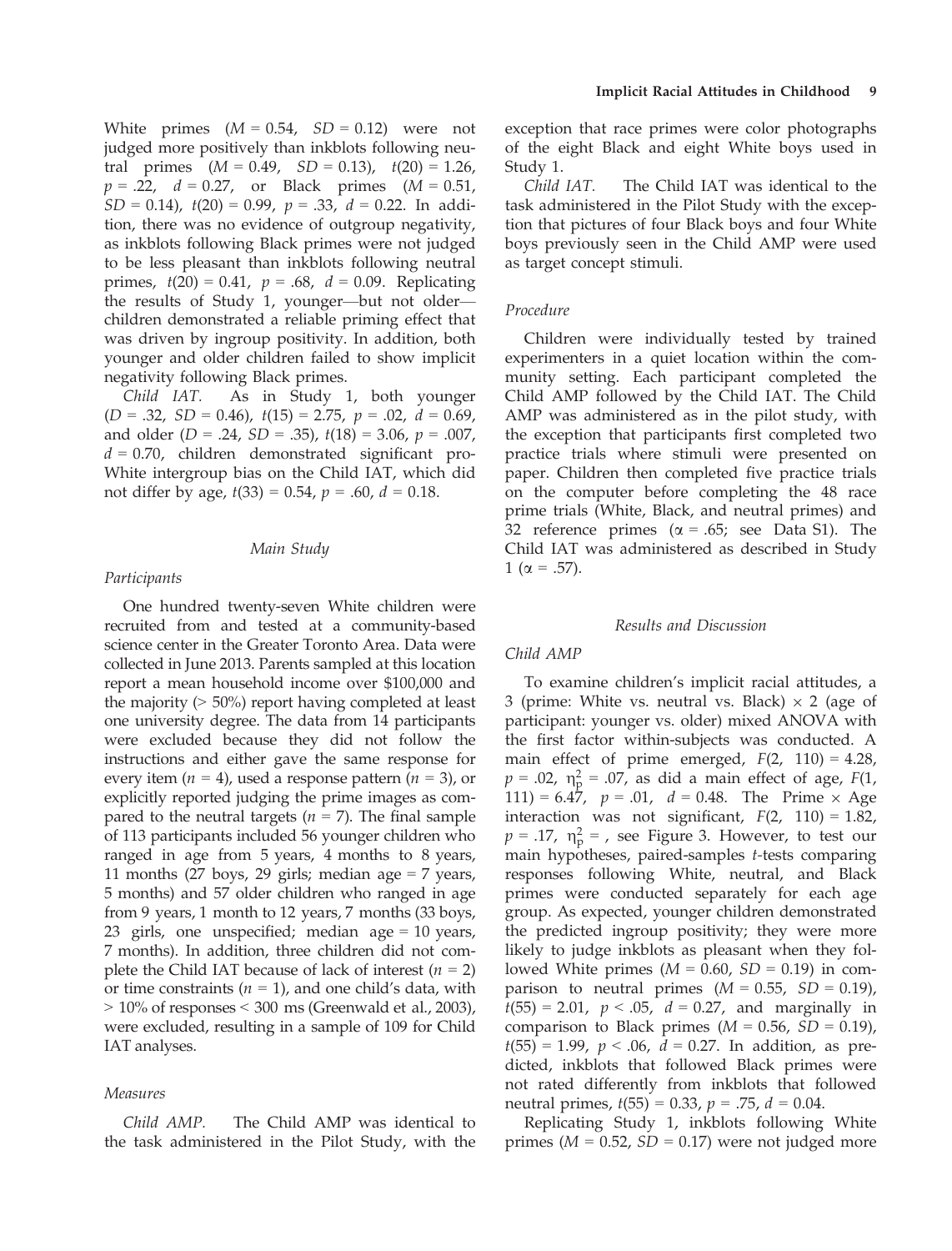White primes ($M = 0.54$, $SD = 0.12$) were not judged more positively than inkblots following neutral primes ($M = 0.49$, $SD = 0.13$), $t(20) = 1.26$, $p = .22$, $d = 0.27$, or Black primes ($M = 0.51$, $SD = 0.14$), $t(20) = 0.99$, $p = .33$, $d = 0.22$. In addition, there was no evidence of outgroup negativity, as inkblots following Black primes were not judged to be less pleasant than inkblots following neutral primes, $t(20) = 0.41$, $p = .68$, $d = 0.09$. Replicating the results of Study 1, younger—but not older—children demonstrated a reliable priming effect that was driven by ingroup positivity. In addition, both younger and older children failed to show implicit negativity following Black primes.

*Child IAT.* As in Study 1, both younger ($D = .32$, $SD = 0.46$), $t(15) = 2.75$, $p = .02$, $d = 0.69$, and older ($D = .24$, $SD = .35$), $t(18) = 3.06$, $p = .007$, $d = 0.70$, children demonstrated significant pro-White intergroup bias on the Child IAT, which did not differ by age, $t(33) = 0.54$, $p = .60$, $d = 0.18$.

## Main Study

### Participants

One hundred twenty-seven White children were recruited from and tested at a community-based science center in the Greater Toronto Area. Data were collected in June 2013. Parents sampled at this location report a mean household income over $100,000 and the majority (> 50%) report having completed at least one university degree. The data from 14 participants were excluded because they did not follow the instructions and either gave the same response for every item ($n = 4$), used a response pattern ($n = 3$), or explicitly reported judging the prime images as compared to the neutral targets ($n = 7$). The final sample of 113 participants included 56 younger children who ranged in age from 5 years, 4 months to 8 years, 11 months (27 boys, 29 girls; median age = 7 years, 5 months) and 57 older children who ranged in age from 9 years, 1 month to 12 years, 7 months (33 boys, 23 girls, one unspecified; median age = 10 years, 7 months). In addition, three children did not complete the Child IAT because of lack of interest ($n = 2$) or time constraints ($n = 1$), and one child's data, with > 10% of responses < 300 ms (Greenwald et al., 2003), were excluded, resulting in a sample of 109 for Child IAT analyses.

### Measures

*Child AMP.* The Child AMP was identical to the task administered in the Pilot Study, with the exception that race primes were color photographs of the eight Black and eight White boys used in Study 1.

*Child IAT.* The Child IAT was identical to the task administered in the Pilot Study with the exception that pictures of four Black boys and four White boys previously seen in the Child AMP were used as target concept stimuli.

### Procedure

Children were individually tested by trained experimenters in a quiet location within the community setting. Each participant completed the Child AMP followed by the Child IAT. The Child AMP was administered as in the pilot study, with the exception that participants first completed two practice trials where stimuli were presented on paper. Children then completed five practice trials on the computer before completing the 48 race prime trials (White, Black, and neutral primes) and 32 reference primes ($\alpha = .65$; see Data S1). The Child IAT was administered as described in Study 1 ($\alpha = .57$).

## Results and Discussion

### Child AMP

To examine children's implicit racial attitudes, a 3 (prime: White vs. neutral vs. Black) × 2 (age of participant: younger vs. older) mixed ANOVA with the first factor within-subjects was conducted. A main effect of prime emerged, $F(2, 110) = 4.28$, $p = .02$, $\eta_p^2 = .07$, as did a main effect of age, $F(1, 111) = 6.47$, $p = .01$, $d = 0.48$. The Prime × Age interaction was not significant, $F(2, 110) = 1.82$, $p = .17$, $\eta_p^2 =$ , see Figure 3. However, to test our main hypotheses, paired-samples *t*-tests comparing responses following White, neutral, and Black primes were conducted separately for each age group. As expected, younger children demonstrated the predicted ingroup positivity; they were more likely to judge inkblots as pleasant when they followed White primes ($M = 0.60$, $SD = 0.19$) in comparison to neutral primes ($M = 0.55$, $SD = 0.19$), $t(55) = 2.01$, $p < .05$, $d = 0.27$, and marginally in comparison to Black primes ($M = 0.56$, $SD = 0.19$), $t(55) = 1.99$, $p < .06$, $d = 0.27$. In addition, as predicted, inkblots that followed Black primes were not rated differently from inkblots that followed neutral primes, $t(55) = 0.33$, $p = .75$, $d = 0.04$.

Replicating Study 1, inkblots following White primes ($M = 0.52$, $SD = 0.17$) were not judged more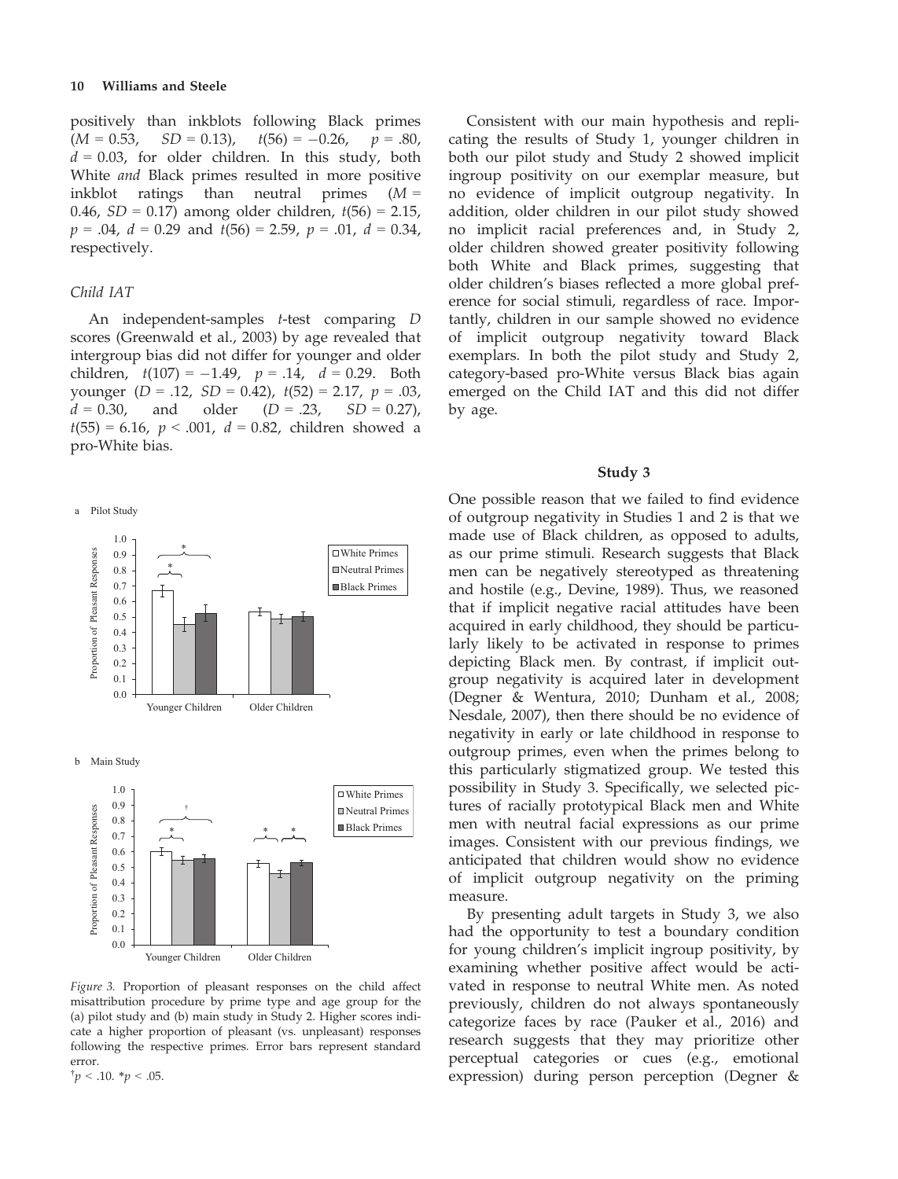positively than inkblots following Black primes ($M$ = 0.53, $SD$ = 0.13), $t(56) = -0.26$, $p$ = .80, $d$ = 0.03, for older children. In this study, both White *and* Black primes resulted in more positive inkblot ratings than neutral primes ($M$ = 0.46, $SD$ = 0.17) among older children, $t(56) = 2.15$, $p$ = .04, $d$ = 0.29 and $t(56) = 2.59$, $p$ = .01, $d$ = 0.34, respectively.

### Child IAT

An independent-samples $t$-test comparing $D$ scores (Greenwald et al., 2003) by age revealed that intergroup bias did not differ for younger and older children, $t(107) = -1.49$, $p$ = .14, $d$ = 0.29. Both younger ($D$ = .12, $SD$ = 0.42), $t(52) = 2.17$, $p$ = .03, $d$ = 0.30, and older ($D$ = .23, $SD$ = 0.27), $t(55) = 6.16$, $p < .001$, $d$ = 0.82, children showed a pro-White bias.

Figure 3. Proportion of pleasant responses on the child affect misattribution procedure by prime type and age group for the (a) pilot study and (b) main study in Study 2. Higher scores indicate a higher proportion of pleasant (vs. unpleasant) responses following the respective primes. Error bars represent standard error.
†$p$ < .10. *$p$ < .05.

Consistent with our main hypothesis and replicating the results of Study 1, younger children in both our pilot study and Study 2 showed implicit ingroup positivity on our exemplar measure, but no evidence of implicit outgroup negativity. In addition, older children in our pilot study showed no implicit racial preferences and, in Study 2, older children showed greater positivity following both White and Black primes, suggesting that older children's biases reflected a more global preference for social stimuli, regardless of race. Importantly, children in our sample showed no evidence of implicit outgroup negativity toward Black exemplars. In both the pilot study and Study 2, category-based pro-White versus Black bias again emerged on the Child IAT and this did not differ by age.

## Study 3

One possible reason that we failed to find evidence of outgroup negativity in Studies 1 and 2 is that we made use of Black children, as opposed to adults, as our prime stimuli. Research suggests that Black men can be negatively stereotyped as threatening and hostile (e.g., Devine, 1989). Thus, we reasoned that if implicit negative racial attitudes have been acquired in early childhood, they should be particularly likely to be activated in response to primes depicting Black men. By contrast, if implicit outgroup negativity is acquired later in development (Degner & Wentura, 2010; Dunham et al., 2008; Nesdale, 2007), then there should be no evidence of negativity in early or late childhood in response to outgroup primes, even when the primes belong to this particularly stigmatized group. We tested this possibility in Study 3. Specifically, we selected pictures of racially prototypical Black men and White men with neutral facial expressions as our prime images. Consistent with our previous findings, we anticipated that children would show no evidence of implicit outgroup negativity on the priming measure.

By presenting adult targets in Study 3, we also had the opportunity to test a boundary condition for young children's implicit ingroup positivity, by examining whether positive affect would be activated in response to neutral White men. As noted previously, children do not always spontaneously categorize faces by race (Pauker et al., 2016) and research suggests that they may prioritize other perceptual categories or cues (e.g., emotional expression) during person perception (Degner &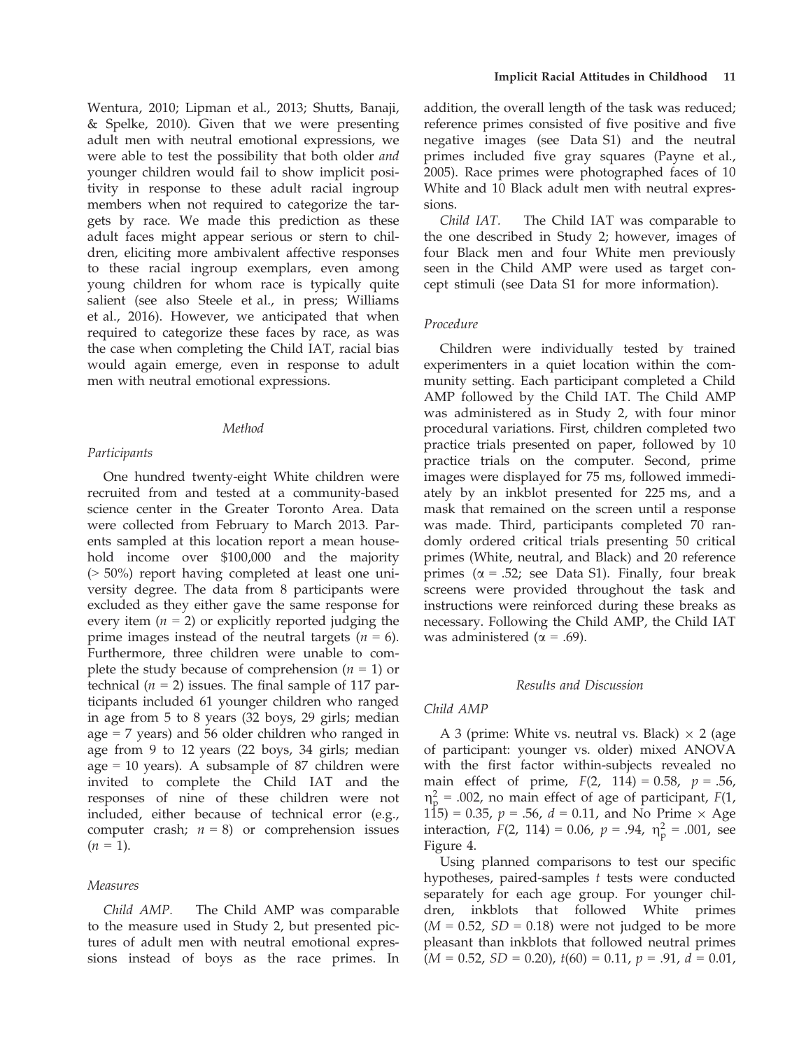Wentura, 2010; Lipman et al., 2013; Shutts, Banaji, & Spelke, 2010). Given that we were presenting adult men with neutral emotional expressions, we were able to test the possibility that both older *and* younger children would fail to show implicit positivity in response to these adult racial ingroup members when not required to categorize the targets by race. We made this prediction as these adult faces might appear serious or stern to children, eliciting more ambivalent affective responses to these racial ingroup exemplars, even among young children for whom race is typically quite salient (see also Steele et al., in press; Williams et al., 2016). However, we anticipated that when required to categorize these faces by race, as was the case when completing the Child IAT, racial bias would again emerge, even in response to adult men with neutral emotional expressions.

## Method

### Participants

One hundred twenty-eight White children were recruited from and tested at a community-based science center in the Greater Toronto Area. Data were collected from February to March 2013. Parents sampled at this location report a mean household income over $100,000 and the majority (> 50%) report having completed at least one university degree. The data from 8 participants were excluded as they either gave the same response for every item ($n = 2$) or explicitly reported judging the prime images instead of the neutral targets ($n = 6$). Furthermore, three children were unable to complete the study because of comprehension ($n = 1$) or technical ($n = 2$) issues. The final sample of 117 participants included 61 younger children who ranged in age from 5 to 8 years (32 boys, 29 girls; median age = 7 years) and 56 older children who ranged in age from 9 to 12 years (22 boys, 34 girls; median age = 10 years). A subsample of 87 children were invited to complete the Child IAT and the responses of nine of these children were not included, either because of technical error (e.g., computer crash; $n = 8$) or comprehension issues ($n = 1$).

### Measures

*Child AMP.* The Child AMP was comparable to the measure used in Study 2, but presented pictures of adult men with neutral emotional expressions instead of boys as the race primes. In addition, the overall length of the task was reduced; reference primes consisted of five positive and five negative images (see Data S1) and the neutral primes included five gray squares (Payne et al., 2005). Race primes were photographed faces of 10 White and 10 Black adult men with neutral expressions.

*Child IAT.* The Child IAT was comparable to the one described in Study 2; however, images of four Black men and four White men previously seen in the Child AMP were used as target concept stimuli (see Data S1 for more information).

### Procedure

Children were individually tested by trained experimenters in a quiet location within the community setting. Each participant completed a Child AMP followed by the Child IAT. The Child AMP was administered as in Study 2, with four minor procedural variations. First, children completed two practice trials presented on paper, followed by 10 practice trials on the computer. Second, prime images were displayed for 75 ms, followed immediately by an inkblot presented for 225 ms, and a mask that remained on the screen until a response was made. Third, participants completed 70 randomly ordered critical trials presenting 50 critical primes (White, neutral, and Black) and 20 reference primes ($\alpha = .52$; see Data S1). Finally, four break screens were provided throughout the task and instructions were reinforced during these breaks as necessary. Following the Child AMP, the Child IAT was administered ($\alpha = .69$).

## Results and Discussion

### Child AMP

A 3 (prime: White vs. neutral vs. Black) × 2 (age of participant: younger vs. older) mixed ANOVA with the first factor within-subjects revealed no main effect of prime, $F(2, 114) = 0.58$, $p = .56$, $\eta_p^2 = .002$, no main effect of age of participant, $F(1, 115) = 0.35$, $p = .56$, $d = 0.11$, and No Prime × Age interaction, $F(2, 114) = 0.06$, $p = .94$, $\eta_p^2 = .001$, see Figure 4.

Using planned comparisons to test our specific hypotheses, paired-samples $t$ tests were conducted separately for each age group. For younger children, inkblots that followed White primes ($M = 0.52$, $SD = 0.18$) were not judged to be more pleasant than inkblots that followed neutral primes ($M = 0.52$, $SD = 0.20$), $t(60) = 0.11$, $p = .91$, $d = 0.01$,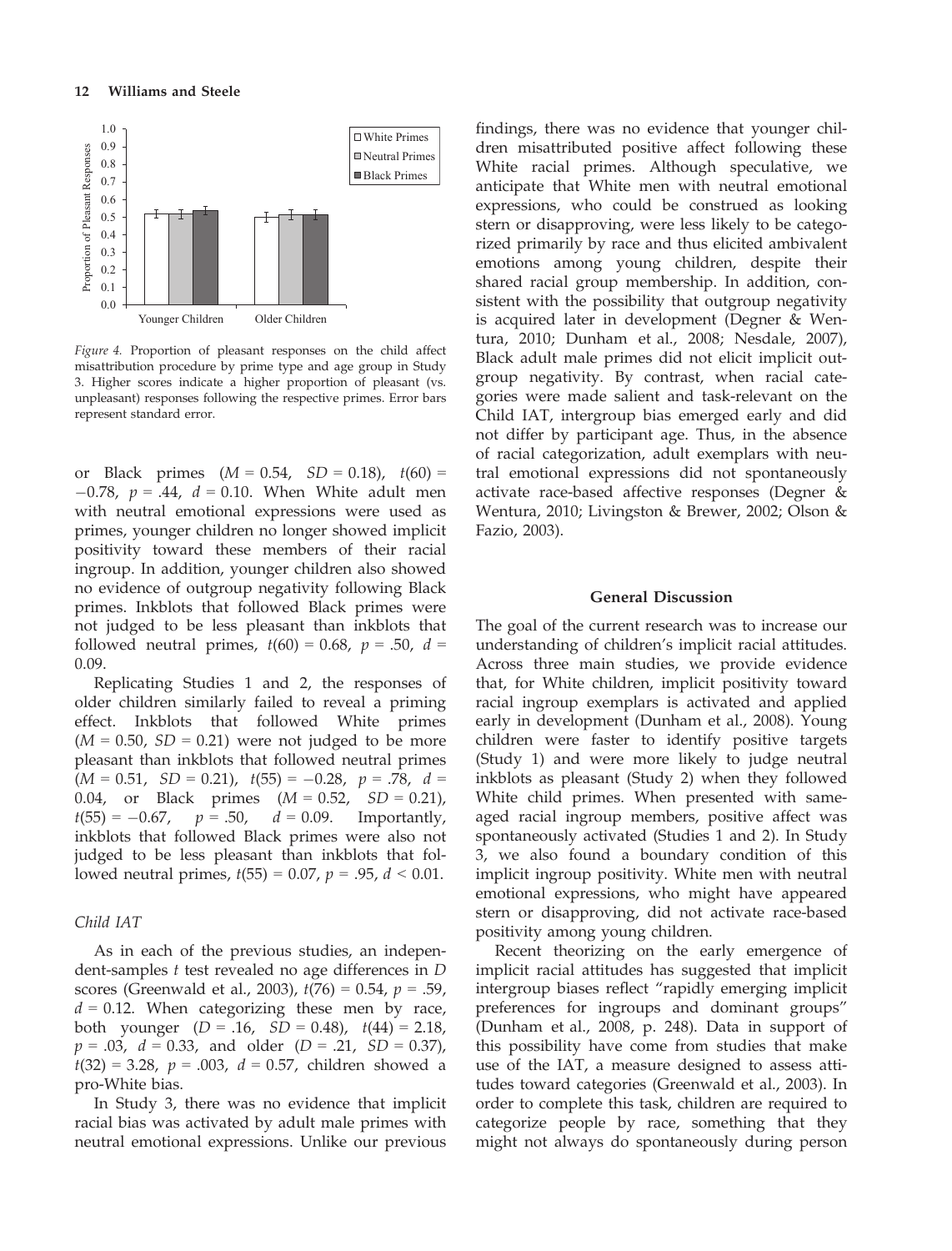Figure 4. Proportion of pleasant responses on the child affect misattribution procedure by prime type and age group in Study 3. Higher scores indicate a higher proportion of pleasant (vs. unpleasant) responses following the respective primes. Error bars represent standard error.

or Black primes ($M$ = 0.54, $SD$ = 0.18), $t(60) = -0.78$, $p$ = .44, $d$ = 0.10. When White adult men with neutral emotional expressions were used as primes, younger children no longer showed implicit positivity toward these members of their racial ingroup. In addition, younger children also showed no evidence of outgroup negativity following Black primes. Inkblots that followed Black primes were not judged to be less pleasant than inkblots that followed neutral primes, $t(60) = 0.68$, $p$ = .50, $d$ = 0.09.

Replicating Studies 1 and 2, the responses of older children similarly failed to reveal a priming effect. Inkblots that followed White primes ($M$ = 0.50, $SD$ = 0.21) were not judged to be more pleasant than inkblots that followed neutral primes ($M$ = 0.51, $SD$ = 0.21), $t(55) = -0.28$, $p$ = .78, $d$ = 0.04, or Black primes ($M$ = 0.52, $SD$ = 0.21), $t(55) = -0.67$, $p$ = .50, $d$ = 0.09. Importantly, inkblots that followed Black primes were also not judged to be less pleasant than inkblots that followed neutral primes, $t(55) = 0.07$, $p$ = .95, $d$ < 0.01.

### Child IAT

As in each of the previous studies, an independent-samples $t$ test revealed no age differences in $D$ scores (Greenwald et al., 2003), $t(76) = 0.54$, $p$ = .59, $d$ = 0.12. When categorizing these men by race, both younger ($D$ = .16, $SD$ = 0.48), $t(44) = 2.18$, $p$ = .03, $d$ = 0.33, and older ($D$ = .21, $SD$ = 0.37), $t(32) = 3.28$, $p$ = .003, $d$ = 0.57, children showed a pro-White bias.

In Study 3, there was no evidence that implicit racial bias was activated by adult male primes with neutral emotional expressions. Unlike our previous findings, there was no evidence that younger children misattributed positive affect following these White racial primes. Although speculative, we anticipate that White men with neutral emotional expressions, who could be construed as looking stern or disapproving, were less likely to be categorized primarily by race and thus elicited ambivalent emotions among young children, despite their shared racial group membership. In addition, consistent with the possibility that outgroup negativity is acquired later in development (Degner & Wentura, 2010; Dunham et al., 2008; Nesdale, 2007), Black adult male primes did not elicit implicit outgroup negativity. By contrast, when racial categories were made salient and task-relevant on the Child IAT, intergroup bias emerged early and did not differ by participant age. Thus, in the absence of racial categorization, adult exemplars with neutral emotional expressions did not spontaneously activate race-based affective responses (Degner & Wentura, 2010; Livingston & Brewer, 2002; Olson & Fazio, 2003).

## General Discussion

The goal of the current research was to increase our understanding of children's implicit racial attitudes. Across three main studies, we provide evidence that, for White children, implicit positivity toward racial ingroup exemplars is activated and applied early in development (Dunham et al., 2008). Young children were faster to identify positive targets (Study 1) and were more likely to judge neutral inkblots as pleasant (Study 2) when they followed White child primes. When presented with same-aged racial ingroup members, positive affect was spontaneously activated (Studies 1 and 2). In Study 3, we also found a boundary condition of this implicit ingroup positivity. White men with neutral emotional expressions, who might have appeared stern or disapproving, did not activate race-based positivity among young children.

Recent theorizing on the early emergence of implicit racial attitudes has suggested that implicit intergroup biases reflect "rapidly emerging implicit preferences for ingroups and dominant groups" (Dunham et al., 2008, p. 248). Data in support of this possibility have come from studies that make use of the IAT, a measure designed to assess attitudes toward categories (Greenwald et al., 2003). In order to complete this task, children are required to categorize people by race, something that they might not always do spontaneously during person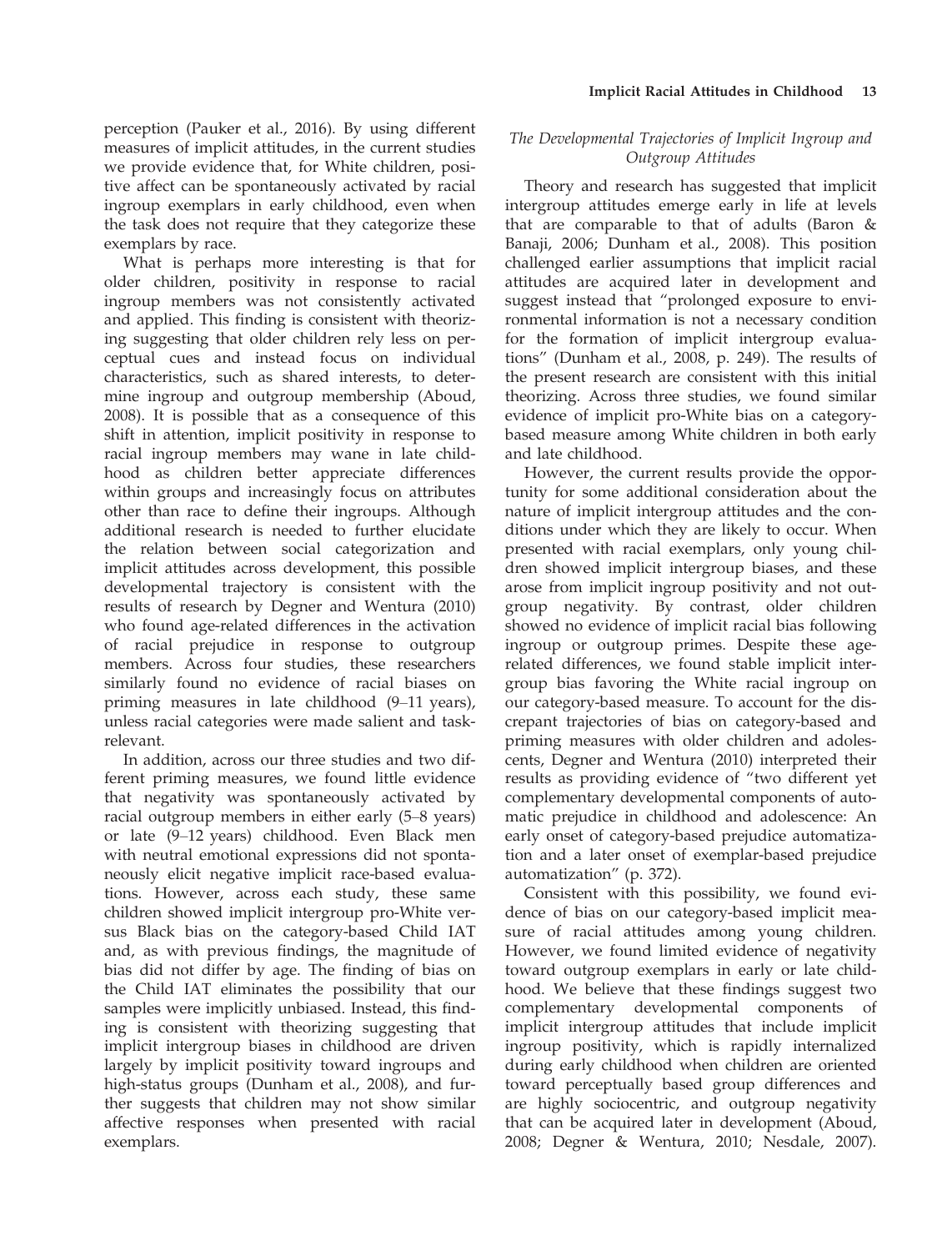perception (Pauker et al., 2016). By using different measures of implicit attitudes, in the current studies we provide evidence that, for White children, positive affect can be spontaneously activated by racial ingroup exemplars in early childhood, even when the task does not require that they categorize these exemplars by race.

What is perhaps more interesting is that for older children, positivity in response to racial ingroup members was not consistently activated and applied. This finding is consistent with theorizing suggesting that older children rely less on perceptual cues and instead focus on individual characteristics, such as shared interests, to determine ingroup and outgroup membership (Aboud, 2008). It is possible that as a consequence of this shift in attention, implicit positivity in response to racial ingroup members may wane in late childhood as children better appreciate differences within groups and increasingly focus on attributes other than race to define their ingroups. Although additional research is needed to further elucidate the relation between social categorization and implicit attitudes across development, this possible developmental trajectory is consistent with the results of research by Degner and Wentura (2010) who found age-related differences in the activation of racial prejudice in response to outgroup members. Across four studies, these researchers similarly found no evidence of racial biases on priming measures in late childhood (9–11 years), unless racial categories were made salient and task-relevant.

In addition, across our three studies and two different priming measures, we found little evidence that negativity was spontaneously activated by racial outgroup members in either early (5–8 years) or late (9–12 years) childhood. Even Black men with neutral emotional expressions did not spontaneously elicit negative implicit race-based evaluations. However, across each study, these same children showed implicit intergroup pro-White versus Black bias on the category-based Child IAT and, as with previous findings, the magnitude of bias did not differ by age. The finding of bias on the Child IAT eliminates the possibility that our samples were implicitly unbiased. Instead, this finding is consistent with theorizing suggesting that implicit intergroup biases in childhood are driven largely by implicit positivity toward ingroups and high-status groups (Dunham et al., 2008), and further suggests that children may not show similar affective responses when presented with racial exemplars.

### *The Developmental Trajectories of Implicit Ingroup and Outgroup Attitudes*

Theory and research has suggested that implicit intergroup attitudes emerge early in life at levels that are comparable to that of adults (Baron & Banaji, 2006; Dunham et al., 2008). This position challenged earlier assumptions that implicit racial attitudes are acquired later in development and suggest instead that "prolonged exposure to environmental information is not a necessary condition for the formation of implicit intergroup evaluations" (Dunham et al., 2008, p. 249). The results of the present research are consistent with this initial theorizing. Across three studies, we found similar evidence of implicit pro-White bias on a category-based measure among White children in both early and late childhood.

However, the current results provide the opportunity for some additional consideration about the nature of implicit intergroup attitudes and the conditions under which they are likely to occur. When presented with racial exemplars, only young children showed implicit intergroup biases, and these arose from implicit ingroup positivity and not outgroup negativity. By contrast, older children showed no evidence of implicit racial bias following ingroup or outgroup primes. Despite these age-related differences, we found stable implicit intergroup bias favoring the White racial ingroup on our category-based measure. To account for the discrepant trajectories of bias on category-based and priming measures with older children and adolescents, Degner and Wentura (2010) interpreted their results as providing evidence of "two different yet complementary developmental components of automatic prejudice in childhood and adolescence: An early onset of category-based prejudice automatization and a later onset of exemplar-based prejudice automatization" (p. 372).

Consistent with this possibility, we found evidence of bias on our category-based implicit measure of racial attitudes among young children. However, we found limited evidence of negativity toward outgroup exemplars in early or late childhood. We believe that these findings suggest two complementary developmental components of implicit intergroup attitudes that include implicit ingroup positivity, which is rapidly internalized during early childhood when children are oriented toward perceptually based group differences and are highly sociocentric, and outgroup negativity that can be acquired later in development (Aboud, 2008; Degner & Wentura, 2010; Nesdale, 2007).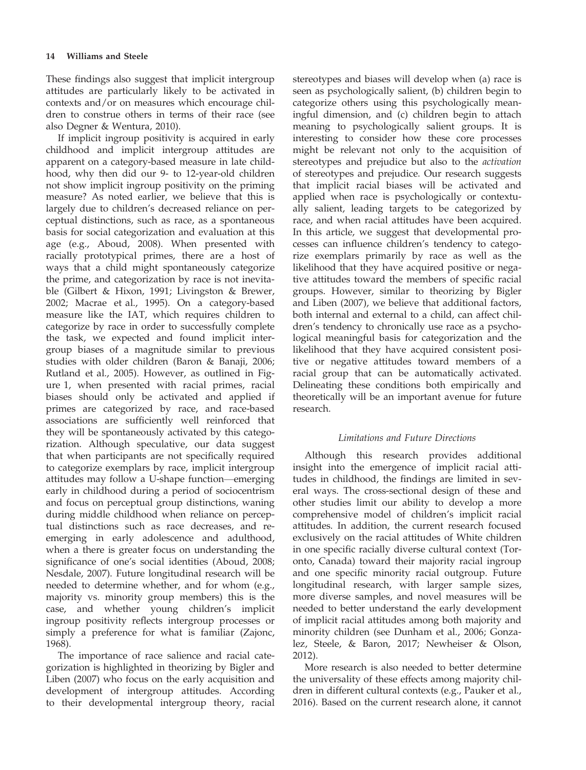These findings also suggest that implicit intergroup attitudes are particularly likely to be activated in contexts and/or on measures which encourage children to construe others in terms of their race (see also Degner & Wentura, 2010).

If implicit ingroup positivity is acquired in early childhood and implicit intergroup attitudes are apparent on a category-based measure in late childhood, why then did our 9- to 12-year-old children not show implicit ingroup positivity on the priming measure? As noted earlier, we believe that this is largely due to children's decreased reliance on perceptual distinctions, such as race, as a spontaneous basis for social categorization and evaluation at this age (e.g., Aboud, 2008). When presented with racially prototypical primes, there are a host of ways that a child might spontaneously categorize the prime, and categorization by race is not inevitable (Gilbert & Hixon, 1991; Livingston & Brewer, 2002; Macrae et al., 1995). On a category-based measure like the IAT, which requires children to categorize by race in order to successfully complete the task, we expected and found implicit intergroup biases of a magnitude similar to previous studies with older children (Baron & Banaji, 2006; Rutland et al., 2005). However, as outlined in Figure 1, when presented with racial primes, racial biases should only be activated and applied if primes are categorized by race, and race-based associations are sufficiently well reinforced that they will be spontaneously activated by this categorization. Although speculative, our data suggest that when participants are not specifically required to categorize exemplars by race, implicit intergroup attitudes may follow a U-shape function—emerging early in childhood during a period of sociocentrism and focus on perceptual group distinctions, waning during middle childhood when reliance on perceptual distinctions such as race decreases, and re-emerging in early adolescence and adulthood, when a there is greater focus on understanding the significance of one's social identities (Aboud, 2008; Nesdale, 2007). Future longitudinal research will be needed to determine whether, and for whom (e.g., majority vs. minority group members) this is the case, and whether young children's implicit ingroup positivity reflects intergroup processes or simply a preference for what is familiar (Zajonc, 1968).

The importance of race salience and racial categorization is highlighted in theorizing by Bigler and Liben (2007) who focus on the early acquisition and development of intergroup attitudes. According to their developmental intergroup theory, racial stereotypes and biases will develop when (a) race is seen as psychologically salient, (b) children begin to categorize others using this psychologically meaningful dimension, and (c) children begin to attach meaning to psychologically salient groups. It is interesting to consider how these core processes might be relevant not only to the acquisition of stereotypes and prejudice but also to the *activation* of stereotypes and prejudice. Our research suggests that implicit racial biases will be activated and applied when race is psychologically or contextually salient, leading targets to be categorized by race, and when racial attitudes have been acquired. In this article, we suggest that developmental processes can influence children's tendency to categorize exemplars primarily by race as well as the likelihood that they have acquired positive or negative attitudes toward the members of specific racial groups. However, similar to theorizing by Bigler and Liben (2007), we believe that additional factors, both internal and external to a child, can affect children's tendency to chronically use race as a psychological meaningful basis for categorization and the likelihood that they have acquired consistent positive or negative attitudes toward members of a racial group that can be automatically activated. Delineating these conditions both empirically and theoretically will be an important avenue for future research.

### *Limitations and Future Directions*

Although this research provides additional insight into the emergence of implicit racial attitudes in childhood, the findings are limited in several ways. The cross-sectional design of these and other studies limit our ability to develop a more comprehensive model of children's implicit racial attitudes. In addition, the current research focused exclusively on the racial attitudes of White children in one specific racially diverse cultural context (Toronto, Canada) toward their majority racial ingroup and one specific minority racial outgroup. Future longitudinal research, with larger sample sizes, more diverse samples, and novel measures will be needed to better understand the early development of implicit racial attitudes among both majority and minority children (see Dunham et al., 2006; Gonzalez, Steele, & Baron, 2017; Newheiser & Olson, 2012).

More research is also needed to better determine the universality of these effects among majority children in different cultural contexts (e.g., Pauker et al., 2016). Based on the current research alone, it cannot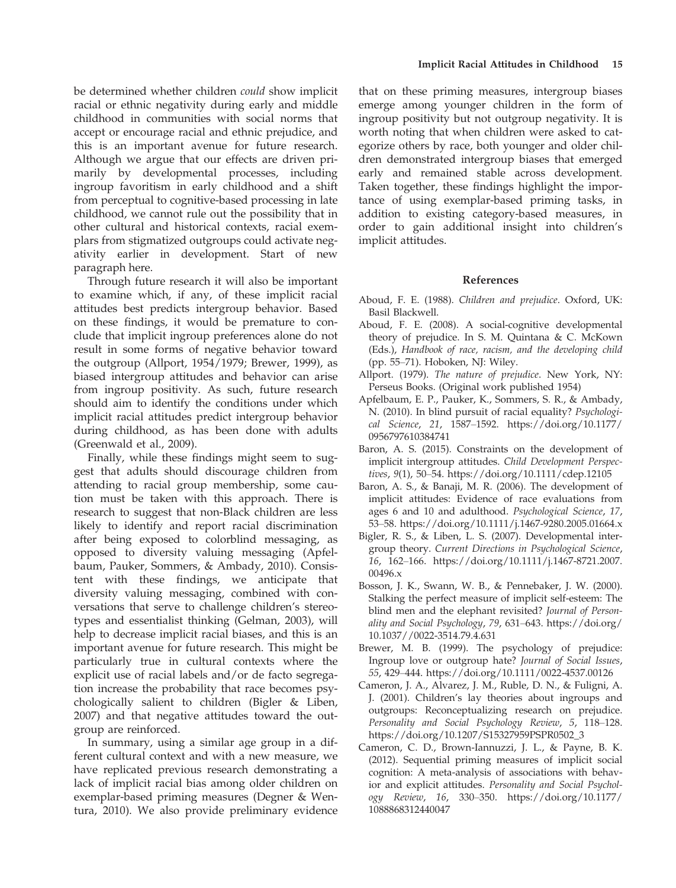be determined whether children *could* show implicit racial or ethnic negativity during early and middle childhood in communities with social norms that accept or encourage racial and ethnic prejudice, and this is an important avenue for future research. Although we argue that our effects are driven primarily by developmental processes, including ingroup favoritism in early childhood and a shift from perceptual to cognitive-based processing in late childhood, we cannot rule out the possibility that in other cultural and historical contexts, racial exemplars from stigmatized outgroups could activate negativity earlier in development. Start of new paragraph here.

Through future research it will also be important to examine which, if any, of these implicit racial attitudes best predicts intergroup behavior. Based on these findings, it would be premature to conclude that implicit ingroup preferences alone do not result in some forms of negative behavior toward the outgroup (Allport, 1954/1979; Brewer, 1999), as biased intergroup attitudes and behavior can arise from ingroup positivity. As such, future research should aim to identify the conditions under which implicit racial attitudes predict intergroup behavior during childhood, as has been done with adults (Greenwald et al., 2009).

Finally, while these findings might seem to suggest that adults should discourage children from attending to racial group membership, some caution must be taken with this approach. There is research to suggest that non-Black children are less likely to identify and report racial discrimination after being exposed to colorblind messaging, as opposed to diversity valuing messaging (Apfelbaum, Pauker, Sommers, & Ambady, 2010). Consistent with these findings, we anticipate that diversity valuing messaging, combined with conversations that serve to challenge children's stereotypes and essentialist thinking (Gelman, 2003), will help to decrease implicit racial biases, and this is an important avenue for future research. This might be particularly true in cultural contexts where the explicit use of racial labels and/or de facto segregation increase the probability that race becomes psychologically salient to children (Bigler & Liben, 2007) and that negative attitudes toward the outgroup are reinforced.

In summary, using a similar age group in a different cultural context and with a new measure, we have replicated previous research demonstrating a lack of implicit racial bias among older children on exemplar-based priming measures (Degner & Wentura, 2010). We also provide preliminary evidence that on these priming measures, intergroup biases emerge among younger children in the form of ingroup positivity but not outgroup negativity. It is worth noting that when children were asked to categorize others by race, both younger and older children demonstrated intergroup biases that emerged early and remained stable across development. Taken together, these findings highlight the importance of using exemplar-based priming tasks, in addition to existing category-based measures, in order to gain additional insight into children's implicit attitudes.

## References

Aboud, F. E. (1988). *Children and prejudice*. Oxford, UK: Basil Blackwell.

Aboud, F. E. (2008). A social-cognitive developmental theory of prejudice. In S. M. Quintana & C. McKown (Eds.), *Handbook of race, racism, and the developing child* (pp. 55–71). Hoboken, NJ: Wiley.

Allport. (1979). *The nature of prejudice*. New York, NY: Perseus Books. (Original work published 1954)

Apfelbaum, E. P., Pauker, K., Sommers, S. R., & Ambady, N. (2010). In blind pursuit of racial equality? *Psychological Science*, *21*, 1587–1592. https://doi.org/10.1177/0956797610384741

Baron, A. S. (2015). Constraints on the development of implicit intergroup attitudes. *Child Development Perspectives*, *9*(1), 50–54. https://doi.org/10.1111/cdep.12105

Baron, A. S., & Banaji, M. R. (2006). The development of implicit attitudes: Evidence of race evaluations from ages 6 and 10 and adulthood. *Psychological Science*, *17*, 53–58. https://doi.org/10.1111/j.1467-9280.2005.01664.x

Bigler, R. S., & Liben, L. S. (2007). Developmental intergroup theory. *Current Directions in Psychological Science*, *16*, 162–166. https://doi.org/10.1111/j.1467-8721.2007.00496.x

Bosson, J. K., Swann, W. B., & Pennebaker, J. W. (2000). Stalking the perfect measure of implicit self-esteem: The blind men and the elephant revisited? *Journal of Personality and Social Psychology*, *79*, 631–643. https://doi.org/10.1037//0022-3514.79.4.631

Brewer, M. B. (1999). The psychology of prejudice: Ingroup love or outgroup hate? *Journal of Social Issues*, *55*, 429–444. https://doi.org/10.1111/0022-4537.00126

Cameron, J. A., Alvarez, J. M., Ruble, D. N., & Fuligni, A. J. (2001). Children's lay theories about ingroups and outgroups: Reconceptualizing research on prejudice. *Personality and Social Psychology Review*, *5*, 118–128. https://doi.org/10.1207/S15327959PSPR0502_3

Cameron, C. D., Brown-Iannuzzi, J. L., & Payne, B. K. (2012). Sequential priming measures of implicit social cognition: A meta-analysis of associations with behavior and explicit attitudes. *Personality and Social Psychology Review*, *16*, 330–350. https://doi.org/10.1177/1088868312440047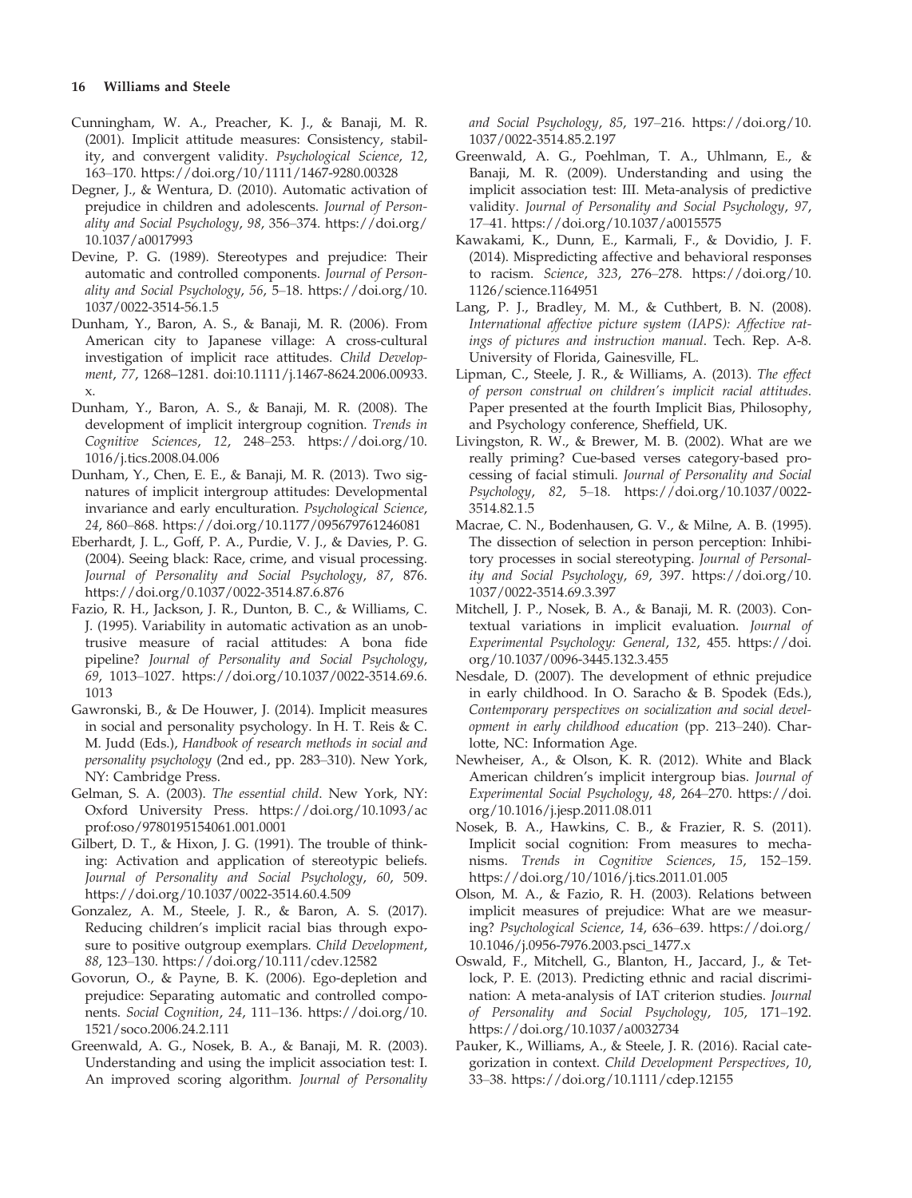Cunningham, W. A., Preacher, K. J., & Banaji, M. R. (2001). Implicit attitude measures: Consistency, stability, and convergent validity. *Psychological Science*, *12*, 163–170. https://doi.org/10/1111/1467-9280.00328

Degner, J., & Wentura, D. (2010). Automatic activation of prejudice in children and adolescents. *Journal of Personality and Social Psychology*, *98*, 356–374. https://doi.org/10.1037/a0017993

Devine, P. G. (1989). Stereotypes and prejudice: Their automatic and controlled components. *Journal of Personality and Social Psychology*, *56*, 5–18. https://doi.org/10.1037/0022-3514-56.1.5

Dunham, Y., Baron, A. S., & Banaji, M. R. (2006). From American city to Japanese village: A cross-cultural investigation of implicit race attitudes. *Child Development*, *77*, 1268–1281. doi:10.1111/j.1467-8624.2006.00933.x.

Dunham, Y., Baron, A. S., & Banaji, M. R. (2008). The development of implicit intergroup cognition. *Trends in Cognitive Sciences*, *12*, 248–253. https://doi.org/10.1016/j.tics.2008.04.006

Dunham, Y., Chen, E. E., & Banaji, M. R. (2013). Two signatures of implicit intergroup attitudes: Developmental invariance and early enculturation. *Psychological Science*, *24*, 860–868. https://doi.org/10.1177/095679761246081

Eberhardt, J. L., Goff, P. A., Purdie, V. J., & Davies, P. G. (2004). Seeing black: Race, crime, and visual processing. *Journal of Personality and Social Psychology*, *87*, 876. https://doi.org/0.1037/0022-3514.87.6.876

Fazio, R. H., Jackson, J. R., Dunton, B. C., & Williams, C. J. (1995). Variability in automatic activation as an unobtrusive measure of racial attitudes: A bona fide pipeline? *Journal of Personality and Social Psychology*, *69*, 1013–1027. https://doi.org/10.1037/0022-3514.69.6.1013

Gawronski, B., & De Houwer, J. (2014). Implicit measures in social and personality psychology. In H. T. Reis & C. M. Judd (Eds.), *Handbook of research methods in social and personality psychology* (2nd ed., pp. 283–310). New York, NY: Cambridge Press.

Gelman, S. A. (2003). *The essential child*. New York, NY: Oxford University Press. https://doi.org/10.1093/acprof:oso/9780195154061.001.0001

Gilbert, D. T., & Hixon, J. G. (1991). The trouble of thinking: Activation and application of stereotypic beliefs. *Journal of Personality and Social Psychology*, *60*, 509. https://doi.org/10.1037/0022-3514.60.4.509

Gonzalez, A. M., Steele, J. R., & Baron, A. S. (2017). Reducing children's implicit racial bias through exposure to positive outgroup exemplars. *Child Development*, *88*, 123–130. https://doi.org/10.111/cdev.12582

Govorun, O., & Payne, B. K. (2006). Ego-depletion and prejudice: Separating automatic and controlled components. *Social Cognition*, *24*, 111–136. https://doi.org/10.1521/soco.2006.24.2.111

Greenwald, A. G., Nosek, B. A., & Banaji, M. R. (2003). Understanding and using the implicit association test: I. An improved scoring algorithm. *Journal of Personality and Social Psychology*, *85*, 197–216. https://doi.org/10.1037/0022-3514.85.2.197

Greenwald, A. G., Poehlman, T. A., Uhlmann, E., & Banaji, M. R. (2009). Understanding and using the implicit association test: III. Meta-analysis of predictive validity. *Journal of Personality and Social Psychology*, *97*, 17–41. https://doi.org/10.1037/a0015575

Kawakami, K., Dunn, E., Karmali, F., & Dovidio, J. F. (2014). Mispredicting affective and behavioral responses to racism. *Science*, *323*, 276–278. https://doi.org/10.1126/science.1164951

Lang, P. J., Bradley, M. M., & Cuthbert, B. N. (2008). *International affective picture system (IAPS): Affective ratings of pictures and instruction manual*. Tech. Rep. A-8. University of Florida, Gainesville, FL.

Lipman, C., Steele, J. R., & Williams, A. (2013). *The effect of person construal on children's implicit racial attitudes*. Paper presented at the fourth Implicit Bias, Philosophy, and Psychology conference, Sheffield, UK.

Livingston, R. W., & Brewer, M. B. (2002). What are we really priming? Cue-based verses category-based processing of facial stimuli. *Journal of Personality and Social Psychology*, *82*, 5–18. https://doi.org/10.1037/0022-3514.82.1.5

Macrae, C. N., Bodenhausen, G. V., & Milne, A. B. (1995). The dissection of selection in person perception: Inhibitory processes in social stereotyping. *Journal of Personality and Social Psychology*, *69*, 397. https://doi.org/10.1037/0022-3514.69.3.397

Mitchell, J. P., Nosek, B. A., & Banaji, M. R. (2003). Contextual variations in implicit evaluation. *Journal of Experimental Psychology: General*, *132*, 455. https://doi.org/10.1037/0096-3445.132.3.455

Nesdale, D. (2007). The development of ethnic prejudice in early childhood. In O. Saracho & B. Spodek (Eds.), *Contemporary perspectives on socialization and social development in early childhood education* (pp. 213–240). Charlotte, NC: Information Age.

Newheiser, A., & Olson, K. R. (2012). White and Black American children's implicit intergroup bias. *Journal of Experimental Social Psychology*, *48*, 264–270. https://doi.org/10.1016/j.jesp.2011.08.011

Nosek, B. A., Hawkins, C. B., & Frazier, R. S. (2011). Implicit social cognition: From measures to mechanisms. *Trends in Cognitive Sciences*, *15*, 152–159. https://doi.org/10/1016/j.tics.2011.01.005

Olson, M. A., & Fazio, R. H. (2003). Relations between implicit measures of prejudice: What are we measuring? *Psychological Science*, *14*, 636–639. https://doi.org/10.1046/j.0956-7976.2003.psci_1477.x

Oswald, F., Mitchell, G., Blanton, H., Jaccard, J., & Tetlock, P. E. (2013). Predicting ethnic and racial discrimination: A meta-analysis of IAT criterion studies. *Journal of Personality and Social Psychology*, *105*, 171–192. https://doi.org/10.1037/a0032734

Pauker, K., Williams, A., & Steele, J. R. (2016). Racial categorization in context. *Child Development Perspectives*, *10*, 33–38. https://doi.org/10.1111/cdep.12155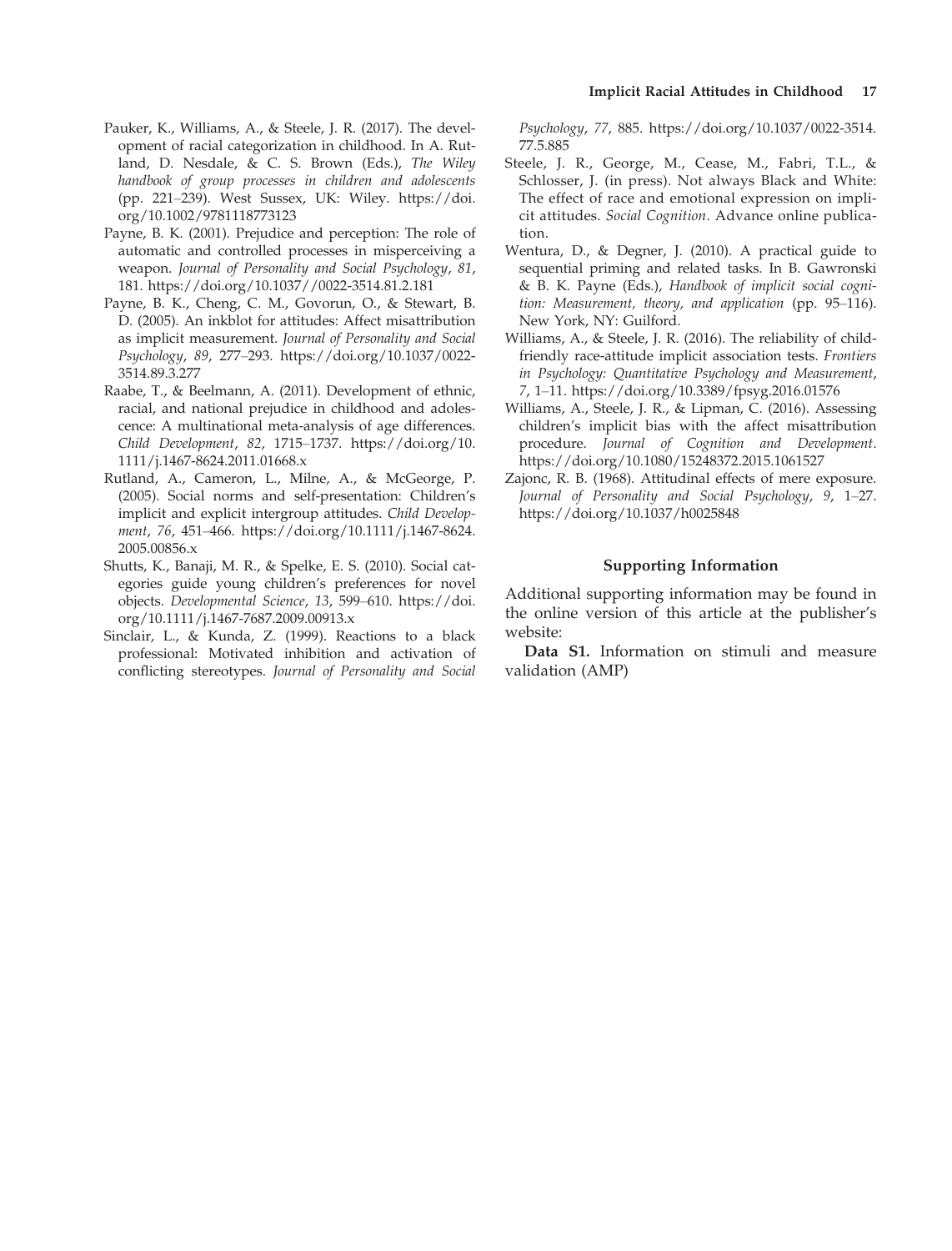Pauker, K., Williams, A., & Steele, J. R. (2017). The development of racial categorization in childhood. In A. Rutland, D. Nesdale, & C. S. Brown (Eds.), *The Wiley handbook of group processes in children and adolescents* (pp. 221–239). West Sussex, UK: Wiley. https://doi.org/10.1002/9781118773123

Payne, B. K. (2001). Prejudice and perception: The role of automatic and controlled processes in misperceiving a weapon. *Journal of Personality and Social Psychology*, *81*, 181. https://doi.org/10.1037//0022-3514.81.2.181

Payne, B. K., Cheng, C. M., Govorun, O., & Stewart, B. D. (2005). An inkblot for attitudes: Affect misattribution as implicit measurement. *Journal of Personality and Social Psychology*, *89*, 277–293. https://doi.org/10.1037/0022-3514.89.3.277

Raabe, T., & Beelmann, A. (2011). Development of ethnic, racial, and national prejudice in childhood and adolescence: A multinational meta-analysis of age differences. *Child Development*, *82*, 1715–1737. https://doi.org/10.1111/j.1467-8624.2011.01668.x

Rutland, A., Cameron, L., Milne, A., & McGeorge, P. (2005). Social norms and self-presentation: Children's implicit and explicit intergroup attitudes. *Child Development*, *76*, 451–466. https://doi.org/10.1111/j.1467-8624.2005.00856.x

Shutts, K., Banaji, M. R., & Spelke, E. S. (2010). Social categories guide young children's preferences for novel objects. *Developmental Science*, *13*, 599–610. https://doi.org/10.1111/j.1467-7687.2009.00913.x

Sinclair, L., & Kunda, Z. (1999). Reactions to a black professional: Motivated inhibition and activation of conflicting stereotypes. *Journal of Personality and Social Psychology*, *77*, 885. https://doi.org/10.1037/0022-3514.77.5.885

Steele, J. R., George, M., Cease, M., Fabri, T.L., & Schlosser, J. (in press). Not always Black and White: The effect of race and emotional expression on implicit attitudes. *Social Cognition*. Advance online publication.

Wentura, D., & Degner, J. (2010). A practical guide to sequential priming and related tasks. In B. Gawronski & B. K. Payne (Eds.), *Handbook of implicit social cognition: Measurement, theory, and application* (pp. 95–116). New York, NY: Guilford.

Williams, A., & Steele, J. R. (2016). The reliability of child-friendly race-attitude implicit association tests. *Frontiers in Psychology: Quantitative Psychology and Measurement*, *7*, 1–11. https://doi.org/10.3389/fpsyg.2016.01576

Williams, A., Steele, J. R., & Lipman, C. (2016). Assessing children's implicit bias with the affect misattribution procedure. *Journal of Cognition and Development*. https://doi.org/10.1080/15248372.2015.1061527

Zajonc, R. B. (1968). Attitudinal effects of mere exposure. *Journal of Personality and Social Psychology*, *9*, 1–27. https://doi.org/10.1037/h0025848

## Supporting Information

Additional supporting information may be found in the online version of this article at the publisher's website:

**Data S1.** Information on stimuli and measure validation (AMP)